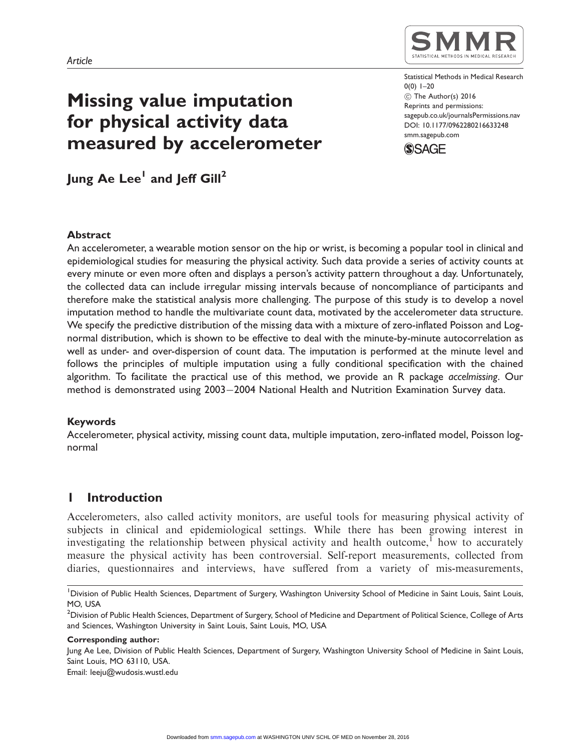Article

# Missing value imputation for physical activity data measured by accelerometer

Statistical Methods in Medical Research
0(0) 1–20
© The Author(s) 2016
Reprints and permissions:
sagepub.co.uk/journalsPermissions.nav
DOI: 10.1177/0962280216633248
smm.sagepub.com

**Jung Ae Lee[1] and Jeff Gill[2]**

## Abstract

An accelerometer, a wearable motion sensor on the hip or wrist, is becoming a popular tool in clinical and epidemiological studies for measuring the physical activity. Such data provide a series of activity counts at every minute or even more often and displays a person's activity pattern throughout a day. Unfortunately, the collected data can include irregular missing intervals because of noncompliance of participants and therefore make the statistical analysis more challenging. The purpose of this study is to develop a novel imputation method to handle the multivariate count data, motivated by the accelerometer data structure. We specify the predictive distribution of the missing data with a mixture of zero-inflated Poisson and Log-normal distribution, which is shown to be effective to deal with the minute-by-minute autocorrelation as well as under- and over-dispersion of count data. The imputation is performed at the minute level and follows the principles of multiple imputation using a fully conditional specification with the chained algorithm. To facilitate the practical use of this method, we provide an R package *accelmissing*. Our method is demonstrated using 2003−2004 National Health and Nutrition Examination Survey data.

## Keywords

Accelerometer, physical activity, missing count data, multiple imputation, zero-inflated model, Poisson log-normal

## 1 Introduction

Accelerometers, also called activity monitors, are useful tools for measuring physical activity of subjects in clinical and epidemiological settings. While there has been growing interest in investigating the relationship between physical activity and health outcome,[1] how to accurately measure the physical activity has been controversial. Self-report measurements, collected from diaries, questionnaires and interviews, have suffered from a variety of mis-measurements,

[1]Division of Public Health Sciences, Department of Surgery, Washington University School of Medicine in Saint Louis, Saint Louis, MO, USA

[2]Division of Public Health Sciences, Department of Surgery, School of Medicine and Department of Political Science, College of Arts and Sciences, Washington University in Saint Louis, Saint Louis, MO, USA

**Corresponding author:**

Jung Ae Lee, Division of Public Health Sciences, Department of Surgery, Washington University School of Medicine in Saint Louis, Saint Louis, MO 63110, USA.

Email: leeju@wudosis.wustl.edu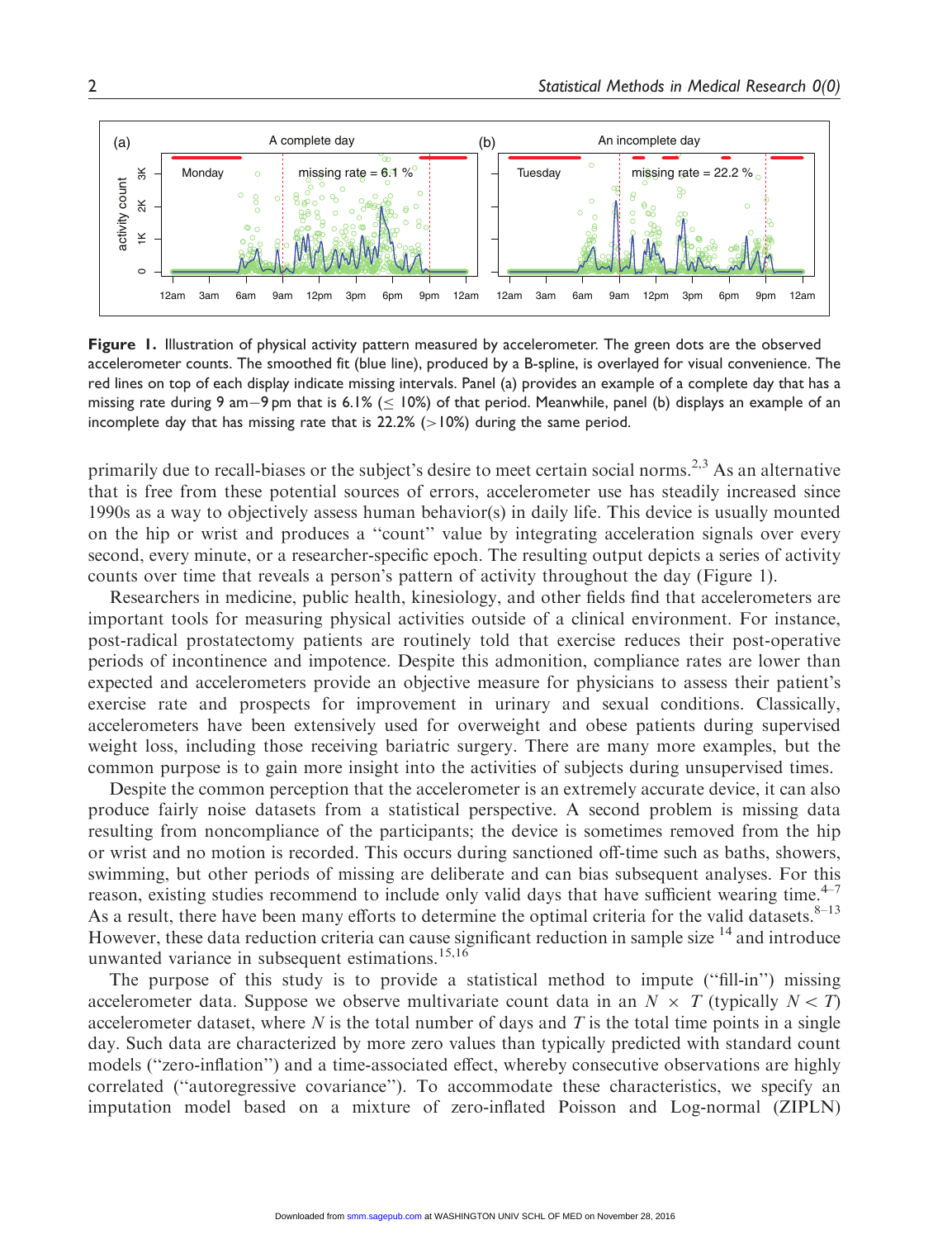(a) A complete day

Monday

missing rate = 6.1 %

activity count

0

1K

2K

3K

12am 3am 6am 9am 12pm 3pm 6pm 9pm 12am

(b) An incomplete day

Tuesday

missing rate = 22.2 %

12am 3am 6am 9am 12pm 3pm 6pm 9pm 12am

**Figure 1.** Illustration of physical activity pattern measured by accelerometer. The green dots are the observed accelerometer counts. The smoothed fit (blue line), produced by a B-spline, is overlayed for visual convenience. The red lines on top of each display indicate missing intervals. Panel (a) provides an example of a complete day that has a missing rate during 9 am−9 pm that is 6.1% ($\leq$ 10%) of that period. Meanwhile, panel (b) displays an example of an incomplete day that has missing rate that is 22.2% ($>$10%) during the same period.

primarily due to recall-biases or the subject's desire to meet certain social norms.[2,3] As an alternative that is free from these potential sources of errors, accelerometer use has steadily increased since 1990s as a way to objectively assess human behavior(s) in daily life. This device is usually mounted on the hip or wrist and produces a "count" value by integrating acceleration signals over every second, every minute, or a researcher-specific epoch. The resulting output depicts a series of activity counts over time that reveals a person's pattern of activity throughout the day (Figure 1).

Researchers in medicine, public health, kinesiology, and other fields find that accelerometers are important tools for measuring physical activities outside of a clinical environment. For instance, post-radical prostatectomy patients are routinely told that exercise reduces their post-operative periods of incontinence and impotence. Despite this admonition, compliance rates are lower than expected and accelerometers provide an objective measure for physicians to assess their patient's exercise rate and prospects for improvement in urinary and sexual conditions. Classically, accelerometers have been extensively used for overweight and obese patients during supervised weight loss, including those receiving bariatric surgery. There are many more examples, but the common purpose is to gain more insight into the activities of subjects during unsupervised times.

Despite the common perception that the accelerometer is an extremely accurate device, it can also produce fairly noise datasets from a statistical perspective. A second problem is missing data resulting from noncompliance of the participants; the device is sometimes removed from the hip or wrist and no motion is recorded. This occurs during sanctioned off-time such as baths, showers, swimming, but other periods of missing are deliberate and can bias subsequent analyses. For this reason, existing studies recommend to include only valid days that have sufficient wearing time.[4–7] As a result, there have been many efforts to determine the optimal criteria for the valid datasets.[8–13] However, these data reduction criteria can cause significant reduction in sample size [14] and introduce unwanted variance in subsequent estimations.[15,16]

The purpose of this study is to provide a statistical method to impute ("fill-in") missing accelerometer data. Suppose we observe multivariate count data in an $N \times T$ (typically $N < T$) accelerometer dataset, where $N$ is the total number of days and $T$ is the total time points in a single day. Such data are characterized by more zero values than typically predicted with standard count models ("zero-inflation") and a time-associated effect, whereby consecutive observations are highly correlated ("autoregressive covariance"). To accommodate these characteristics, we specify an imputation model based on a mixture of zero-inflated Poisson and Log-normal (ZIPLN)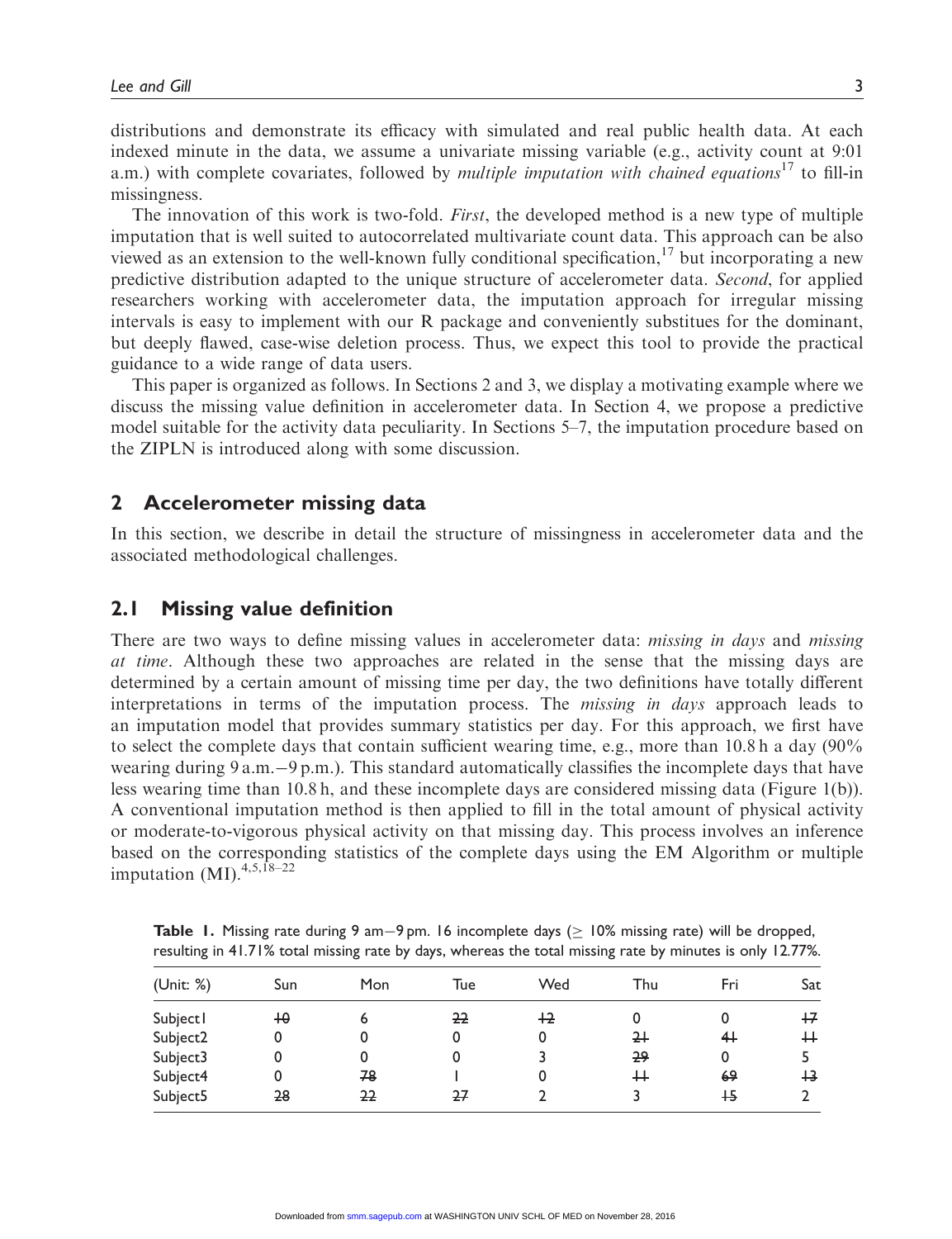distributions and demonstrate its efficacy with simulated and real public health data. At each indexed minute in the data, we assume a univariate missing variable (e.g., activity count at 9:01 a.m.) with complete covariates, followed by *multiple imputation with chained equations*[17] to fill-in missingness.

The innovation of this work is two-fold. *First*, the developed method is a new type of multiple imputation that is well suited to autocorrelated multivariate count data. This approach can be also viewed as an extension to the well-known fully conditional specification,[17] but incorporating a new predictive distribution adapted to the unique structure of accelerometer data. *Second*, for applied researchers working with accelerometer data, the imputation approach for irregular missing intervals is easy to implement with our R package and conveniently substitues for the dominant, but deeply flawed, case-wise deletion process. Thus, we expect this tool to provide the practical guidance to a wide range of data users.

This paper is organized as follows. In Sections 2 and 3, we display a motivating example where we discuss the missing value definition in accelerometer data. In Section 4, we propose a predictive model suitable for the activity data peculiarity. In Sections 5–7, the imputation procedure based on the ZIPLN is introduced along with some discussion.

## 2 Accelerometer missing data

In this section, we describe in detail the structure of missingness in accelerometer data and the associated methodological challenges.

### 2.1 Missing value definition

There are two ways to define missing values in accelerometer data: *missing in days* and *missing at time*. Although these two approaches are related in the sense that the missing days are determined by a certain amount of missing time per day, the two definitions have totally different interpretations in terms of the imputation process. The *missing in days* approach leads to an imputation model that provides summary statistics per day. For this approach, we first have to select the complete days that contain sufficient wearing time, e.g., more than 10.8 h a day (90% wearing during 9 a.m.−9 p.m.). This standard automatically classifies the incomplete days that have less wearing time than 10.8 h, and these incomplete days are considered missing data (Figure 1(b)). A conventional imputation method is then applied to fill in the total amount of physical activity or moderate-to-vigorous physical activity on that missing day. This process involves an inference based on the corresponding statistics of the complete days using the EM Algorithm or multiple imputation (MI).[4,5,18–22]

**Table 1.** Missing rate during 9 am−9 pm. 16 incomplete days ($\geq$ 10% missing rate) will be dropped, resulting in 41.71% total missing rate by days, whereas the total missing rate by minutes is only 12.77%.

| (Unit: %) | Sun | Mon | Tue | Wed | Thu | Fri | Sat |
|---|---|---|---|---|---|---|---|
| Subject1 | ~~10~~ | 6 | ~~22~~ | ~~12~~ | 0 | 0 | ~~17~~ |
| Subject2 | 0 | 0 | 0 | 0 | ~~21~~ | ~~41~~ | ~~11~~ |
| Subject3 | 0 | 0 | 0 | 3 | ~~29~~ | 0 | 5 |
| Subject4 | 0 | ~~78~~ | 1 | 0 | ~~11~~ | ~~69~~ | ~~13~~ |
| Subject5 | ~~28~~ | ~~22~~ | ~~27~~ | 2 | 3 | ~~15~~ | 2 |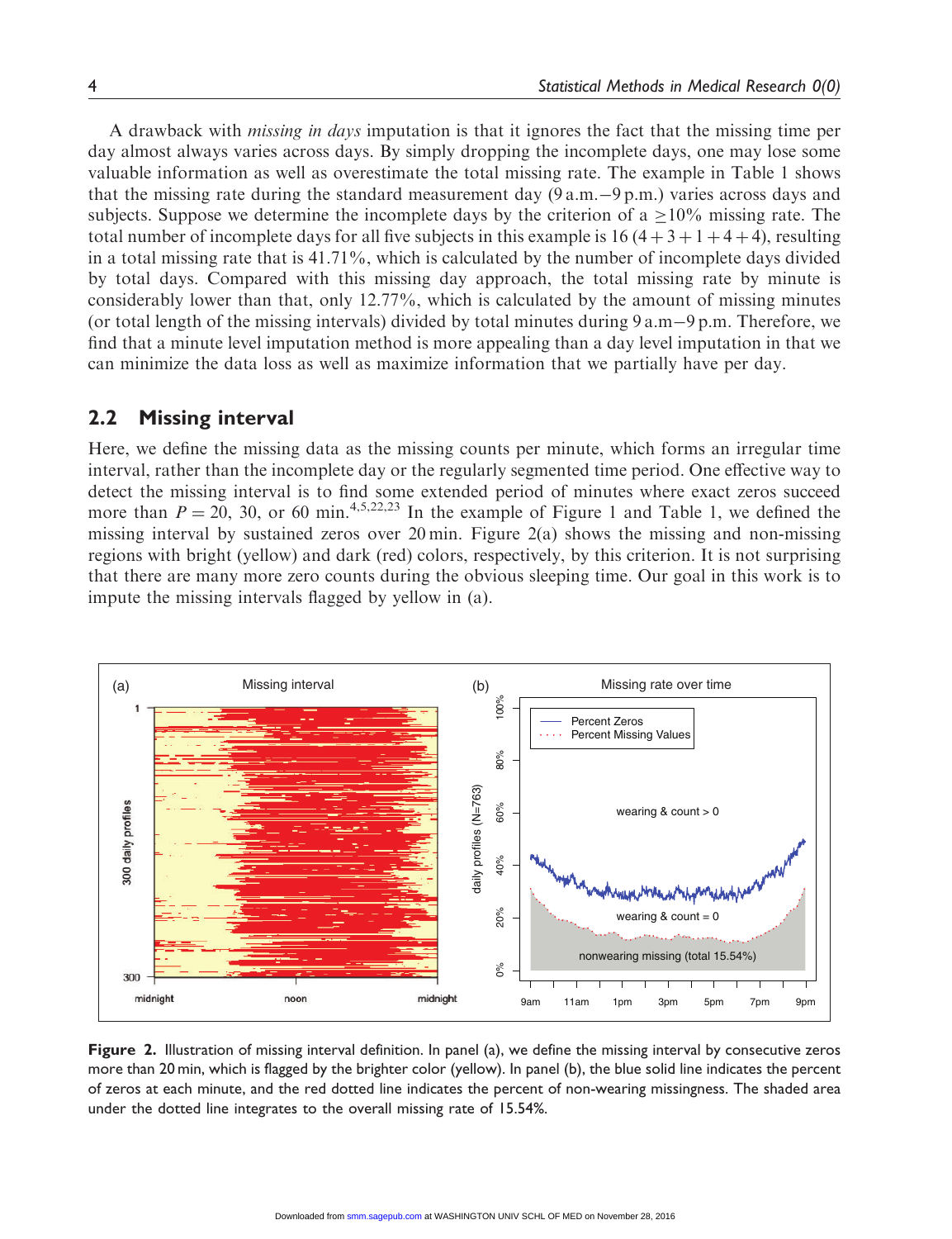A drawback with *missing in days* imputation is that it ignores the fact that the missing time per day almost always varies across days. By simply dropping the incomplete days, one may lose some valuable information as well as overestimate the total missing rate. The example in Table 1 shows that the missing rate during the standard measurement day (9 a.m.−9 p.m.) varies across days and subjects. Suppose we determine the incomplete days by the criterion of a $\geq$10% missing rate. The total number of incomplete days for all five subjects in this example is 16 (4 + 3 + 1 + 4 + 4), resulting in a total missing rate that is 41.71%, which is calculated by the number of incomplete days divided by total days. Compared with this missing day approach, the total missing rate by minute is considerably lower than that, only 12.77%, which is calculated by the amount of missing minutes (or total length of the missing intervals) divided by total minutes during 9 a.m−9 p.m. Therefore, we find that a minute level imputation method is more appealing than a day level imputation in that we can minimize the data loss as well as maximize information that we partially have per day.

## 2.2 Missing interval

Here, we define the missing data as the missing counts per minute, which forms an irregular time interval, rather than the incomplete day or the regularly segmented time period. One effective way to detect the missing interval is to find some extended period of minutes where exact zeros succeed more than $P = 20$, 30, or 60 min.[4,5,22,23] In the example of Figure 1 and Table 1, we defined the missing interval by sustained zeros over 20 min. Figure 2(a) shows the missing and non-missing regions with bright (yellow) and dark (red) colors, respectively, by this criterion. It is not surprising that there are many more zero counts during the obvious sleeping time. Our goal in this work is to impute the missing intervals flagged by yellow in (a).

(a) Missing interval

1
300
300 daily profiles
midnight
noon
midnight

(b) Missing rate over time

Percent Zeros
Percent Missing Values
wearing & count > 0
wearing & count = 0
nonwearing missing (total 15.54%)
daily profiles (N=763)
0%
20%
40%
60%
80%
100%
9am
11am
1pm
3pm
5pm
7pm
9pm

**Figure 2.** Illustration of missing interval definition. In panel (a), we define the missing interval by consecutive zeros more than 20 min, which is flagged by the brighter color (yellow). In panel (b), the blue solid line indicates the percent of zeros at each minute, and the red dotted line indicates the percent of non-wearing missingness. The shaded area under the dotted line integrates to the overall missing rate of 15.54%.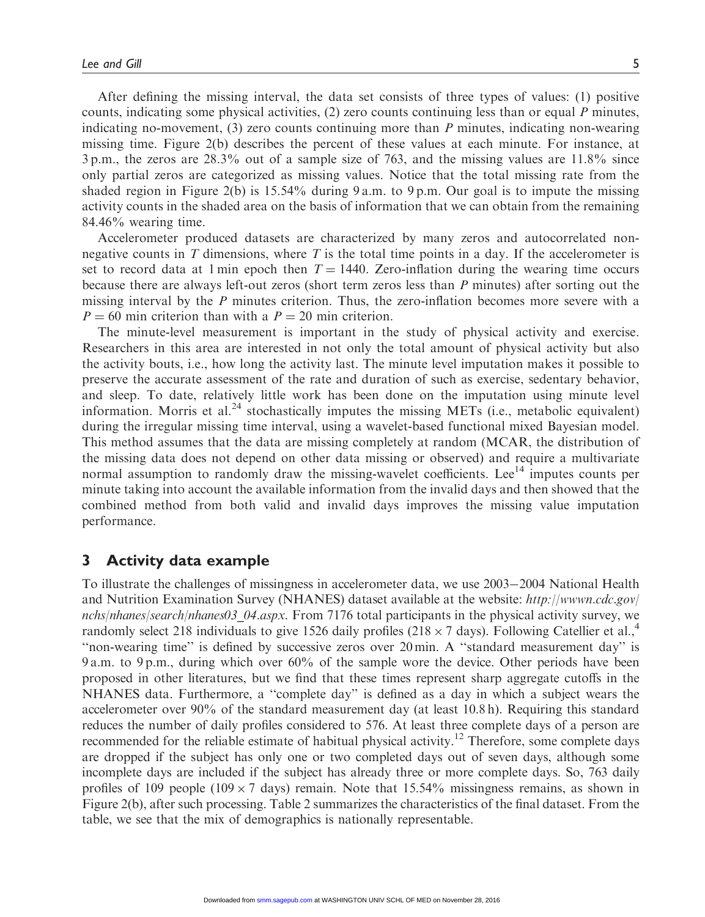After defining the missing interval, the data set consists of three types of values: (1) positive counts, indicating some physical activities, (2) zero counts continuing less than or equal $P$ minutes, indicating no-movement, (3) zero counts continuing more than $P$ minutes, indicating non-wearing missing time. Figure 2(b) describes the percent of these values at each minute. For instance, at 3 p.m., the zeros are 28.3% out of a sample size of 763, and the missing values are 11.8% since only partial zeros are categorized as missing values. Notice that the total missing rate from the shaded region in Figure 2(b) is 15.54% during 9 a.m. to 9 p.m. Our goal is to impute the missing activity counts in the shaded area on the basis of information that we can obtain from the remaining 84.46% wearing time.

Accelerometer produced datasets are characterized by many zeros and autocorrelated non-negative counts in $T$ dimensions, where $T$ is the total time points in a day. If the accelerometer is set to record data at 1 min epoch then $T = 1440$. Zero-inflation during the wearing time occurs because there are always left-out zeros (short term zeros less than $P$ minutes) after sorting out the missing interval by the $P$ minutes criterion. Thus, the zero-inflation becomes more severe with a $P = 60$ min criterion than with a $P = 20$ min criterion.

The minute-level measurement is important in the study of physical activity and exercise. Researchers in this area are interested in not only the total amount of physical activity but also the activity bouts, i.e., how long the activity last. The minute level imputation makes it possible to preserve the accurate assessment of the rate and duration of such as exercise, sedentary behavior, and sleep. To date, relatively little work has been done on the imputation using minute level information. Morris et al.[24] stochastically imputes the missing METs (i.e., metabolic equivalent) during the irregular missing time interval, using a wavelet-based functional mixed Bayesian model. This method assumes that the data are missing completely at random (MCAR, the distribution of the missing data does not depend on other data missing or observed) and require a multivariate normal assumption to randomly draw the missing-wavelet coefficients. Lee[14] imputes counts per minute taking into account the available information from the invalid days and then showed that the combined method from both valid and invalid days improves the missing value imputation performance.

## 3 Activity data example

To illustrate the challenges of missingness in accelerometer data, we use 2003–2004 National Health and Nutrition Examination Survey (NHANES) dataset available at the website: *http://wwwn.cdc.gov/nchs/nhanes/search/nhanes03_04.aspx*. From 7176 total participants in the physical activity survey, we randomly select 218 individuals to give 1526 daily profiles (218 × 7 days). Following Catellier et al.,[4] "non-wearing time" is defined by successive zeros over 20 min. A "standard measurement day" is 9 a.m. to 9 p.m., during which over 60% of the sample wore the device. Other periods have been proposed in other literatures, but we find that these times represent sharp aggregate cutoffs in the NHANES data. Furthermore, a "complete day" is defined as a day in which a subject wears the accelerometer over 90% of the standard measurement day (at least 10.8 h). Requiring this standard reduces the number of daily profiles considered to 576. At least three complete days of a person are recommended for the reliable estimate of habitual physical activity.[12] Therefore, some complete days are dropped if the subject has only one or two completed days out of seven days, although some incomplete days are included if the subject has already three or more complete days. So, 763 daily profiles of 109 people (109 × 7 days) remain. Note that 15.54% missingness remains, as shown in Figure 2(b), after such processing. Table 2 summarizes the characteristics of the final dataset. From the table, we see that the mix of demographics is nationally representable.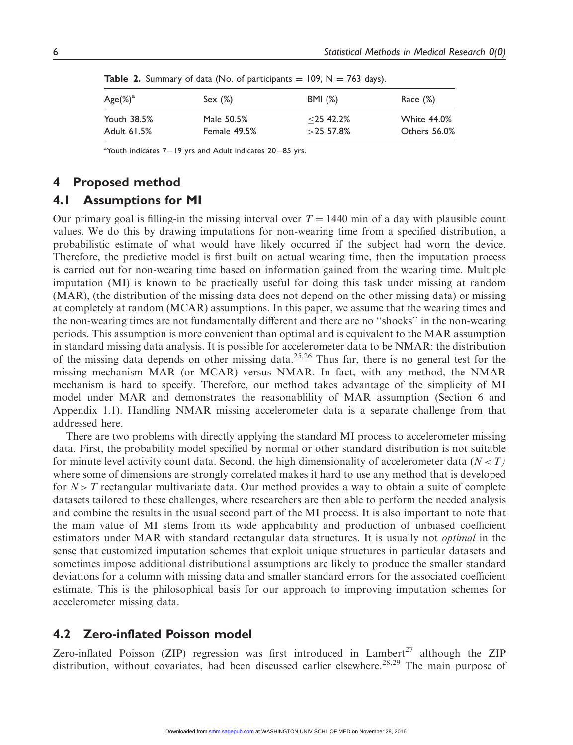**Table 2.** Summary of data (No. of participants = 109, N = 763 days).

| Age(%)[a] | Sex (%) | BMI (%) | Race (%) |
|---|---|---|---|
| Youth 38.5% | Male 50.5% | $\leq$25 42.2% | White 44.0% |
| Adult 61.5% | Female 49.5% | >25 57.8% | Others 56.0% |

[a]Youth indicates 7–19 yrs and Adult indicates 20–85 yrs.

## 4 Proposed method

### 4.1 Assumptions for MI

Our primary goal is filling-in the missing interval over $T = 1440$ min of a day with plausible count values. We do this by drawing imputations for non-wearing time from a specified distribution, a probabilistic estimate of what would have likely occurred if the subject had worn the device. Therefore, the predictive model is first built on actual wearing time, then the imputation process is carried out for non-wearing time based on information gained from the wearing time. Multiple imputation (MI) is known to be practically useful for doing this task under missing at random (MAR), (the distribution of the missing data does not depend on the other missing data) or missing at completely at random (MCAR) assumptions. In this paper, we assume that the wearing times and the non-wearing times are not fundamentally different and there are no ''shocks'' in the non-wearing periods. This assumption is more convenient than optimal and is equivalent to the MAR assumption in standard missing data analysis. It is possible for accelerometer data to be NMAR: the distribution of the missing data depends on other missing data.[25,26] Thus far, there is no general test for the missing mechanism MAR (or MCAR) versus NMAR. In fact, with any method, the NMAR mechanism is hard to specify. Therefore, our method takes advantage of the simplicity of MI model under MAR and demonstrates the reasonablility of MAR assumption (Section 6 and Appendix 1.1). Handling NMAR missing accelerometer data is a separate challenge from that addressed here.

There are two problems with directly applying the standard MI process to accelerometer missing data. First, the probability model specified by normal or other standard distribution is not suitable for minute level activity count data. Second, the high dimensionality of accelerometer data ($N < T$) where some of dimensions are strongly correlated makes it hard to use any method that is developed for $N > T$ rectangular multivariate data. Our method provides a way to obtain a suite of complete datasets tailored to these challenges, where researchers are then able to perform the needed analysis and combine the results in the usual second part of the MI process. It is also important to note that the main value of MI stems from its wide applicability and production of unbiased coefficient estimators under MAR with standard rectangular data structures. It is usually not *optimal* in the sense that customized imputation schemes that exploit unique structures in particular datasets and sometimes impose additional distributional assumptions are likely to produce the smaller standard deviations for a column with missing data and smaller standard errors for the associated coefficient estimate. This is the philosophical basis for our approach to improving imputation schemes for accelerometer missing data.

### 4.2 Zero-inflated Poisson model

Zero-inflated Poisson (ZIP) regression was first introduced in Lambert[27] although the ZIP distribution, without covariates, had been discussed earlier elsewhere.[28,29] The main purpose of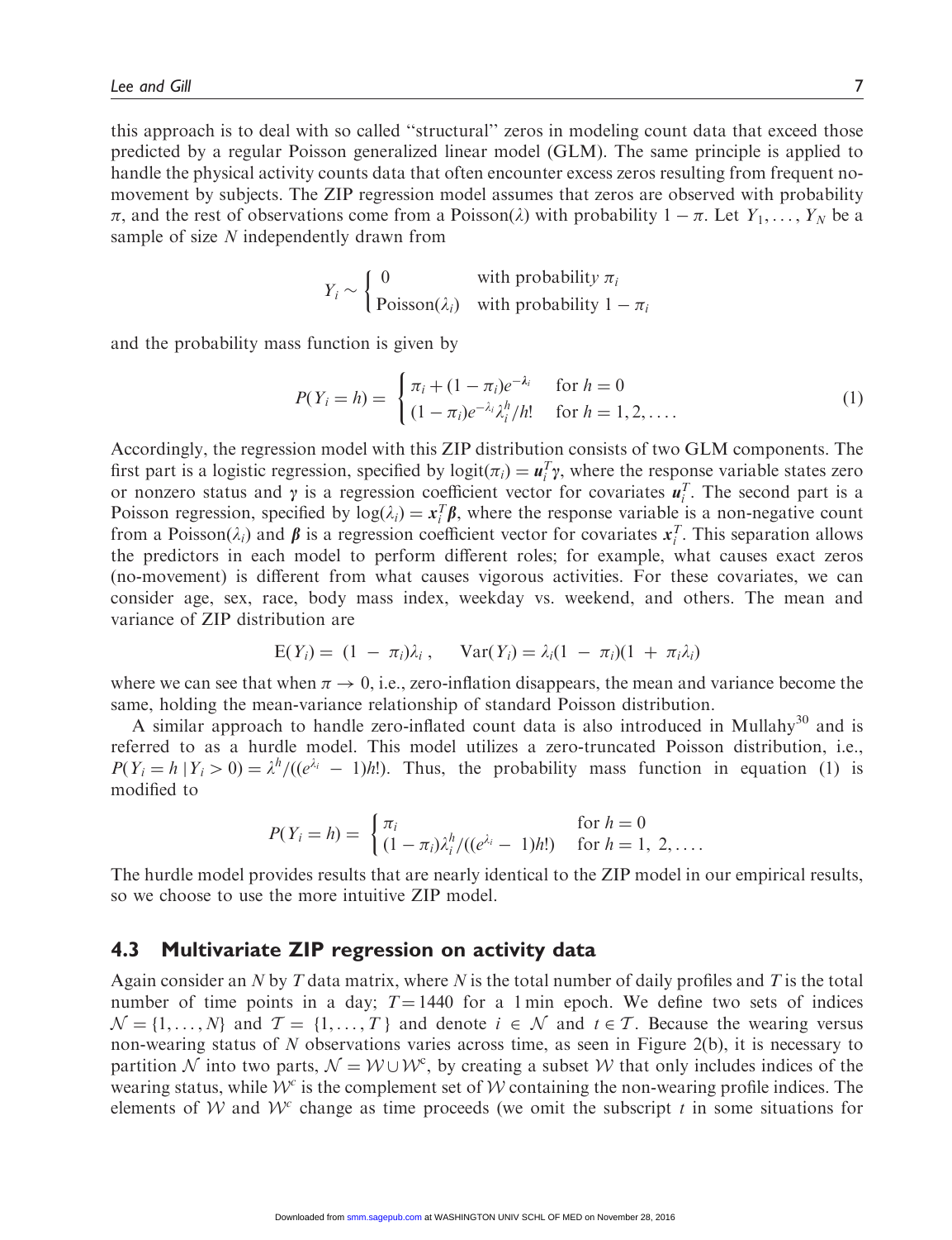this approach is to deal with so called ''structural'' zeros in modeling count data that exceed those predicted by a regular Poisson generalized linear model (GLM). The same principle is applied to handle the physical activity counts data that often encounter excess zeros resulting from frequent no-movement by subjects. The ZIP regression model assumes that zeros are observed with probability $\pi$, and the rest of observations come from a Poisson($\lambda$) with probability $1 - \pi$. Let $Y_1, \ldots, Y_N$ be a sample of size $N$ independently drawn from

$$Y_i \sim \begin{cases} 0 & \text{with probability } \pi_i \\ \text{Poisson}(\lambda_i) & \text{with probability } 1 - \pi_i \end{cases}$$

and the probability mass function is given by

$$P(Y_i = h) = \begin{cases} \pi_i + (1 - \pi_i)e^{-\lambda_i} & \text{for } h = 0 \\ (1 - \pi_i)e^{-\lambda_i}\lambda_i^h / h! & \text{for } h = 1, 2, \ldots. \end{cases} \tag{1}$$

Accordingly, the regression model with this ZIP distribution consists of two GLM components. The first part is a logistic regression, specified by $\text{logit}(\pi_i) = \boldsymbol{u}_i^T\boldsymbol{\gamma}$, where the response variable states zero or nonzero status and $\boldsymbol{\gamma}$ is a regression coefficient vector for covariates $\boldsymbol{u}_i^T$. The second part is a Poisson regression, specified by $\log(\lambda_i) = \boldsymbol{x}_i^T\boldsymbol{\beta}$, where the response variable is a non-negative count from a Poisson($\lambda_i$) and $\boldsymbol{\beta}$ is a regression coefficient vector for covariates $\boldsymbol{x}_i^T$. This separation allows the predictors in each model to perform different roles; for example, what causes exact zeros (no-movement) is different from what causes vigorous activities. For these covariates, we can consider age, sex, race, body mass index, weekday vs. weekend, and others. The mean and variance of ZIP distribution are

$$\text{E}(Y_i) = (1 - \pi_i)\lambda_i, \quad \text{Var}(Y_i) = \lambda_i(1 - \pi_i)(1 + \pi_i\lambda_i)$$

where we can see that when $\pi \to 0$, i.e., zero-inflation disappears, the mean and variance become the same, holding the mean-variance relationship of standard Poisson distribution.

A similar approach to handle zero-inflated count data is also introduced in Mullahy[30] and is referred to as a hurdle model. This model utilizes a zero-truncated Poisson distribution, i.e., $P(Y_i = h \mid Y_i > 0) = \lambda^h/((e^{\lambda_i} - 1)h!)$. Thus, the probability mass function in equation (1) is modified to

$$P(Y_i = h) = \begin{cases} \pi_i & \text{for } h = 0 \\ (1 - \pi_i)\lambda_i^h/((e^{\lambda_i} - 1)h!) & \text{for } h = 1, 2, \ldots. \end{cases}$$

The hurdle model provides results that are nearly identical to the ZIP model in our empirical results, so we choose to use the more intuitive ZIP model.

## 4.3 Multivariate ZIP regression on activity data

Again consider an $N$ by $T$ data matrix, where $N$ is the total number of daily profiles and $T$ is the total number of time points in a day; $T = 1440$ for a 1 min epoch. We define two sets of indices $\mathcal{N} = \{1, \ldots, N\}$ and $\mathcal{T} = \{1, \ldots, T\}$ and denote $i \in \mathcal{N}$ and $t \in \mathcal{T}$. Because the wearing versus non-wearing status of $N$ observations varies across time, as seen in Figure 2(b), it is necessary to partition $\mathcal{N}$ into two parts, $\mathcal{N} = \mathcal{W} \cup \mathcal{W}^c$, by creating a subset $\mathcal{W}$ that only includes indices of the wearing status, while $\mathcal{W}^c$ is the complement set of $\mathcal{W}$ containing the non-wearing profile indices. The elements of $\mathcal{W}$ and $\mathcal{W}^c$ change as time proceeds (we omit the subscript $t$ in some situations for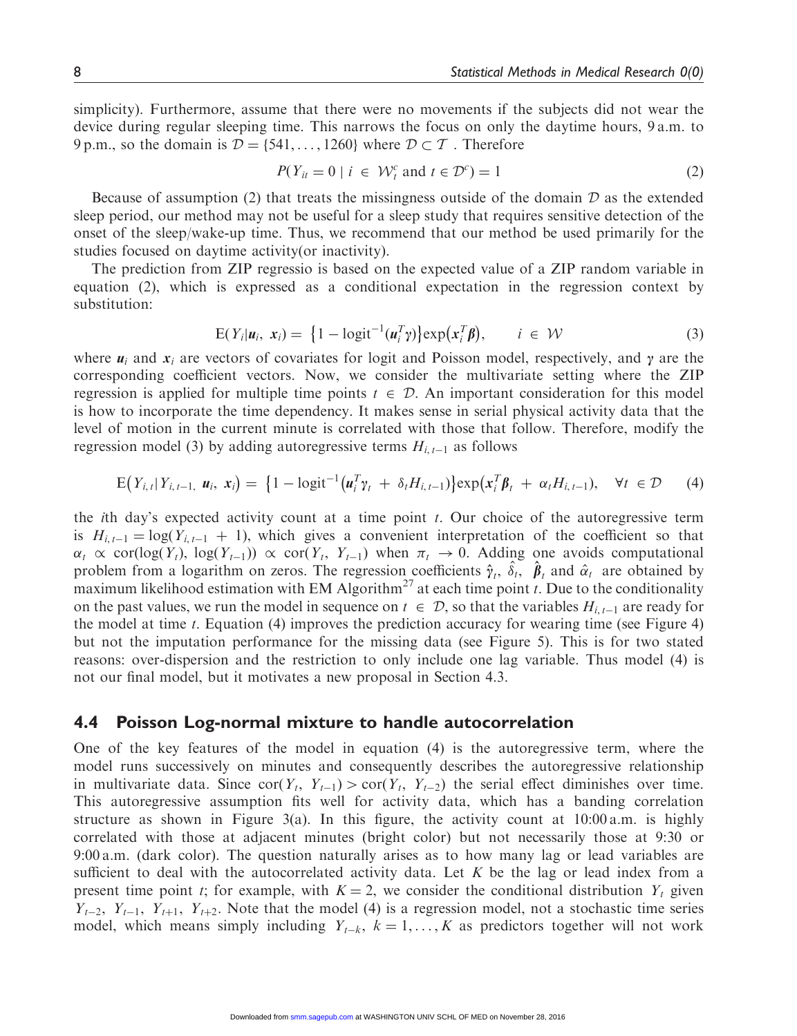simplicity). Furthermore, assume that there were no movements if the subjects did not wear the device during regular sleeping time. This narrows the focus on only the daytime hours, 9 a.m. to 9 p.m., so the domain is $\mathcal{D} = \{541, \ldots, 1260\}$ where $\mathcal{D} \subset \mathcal{T}$ . Therefore

$$P(Y_{it} = 0 \mid i \in \mathcal{W}_t^c \text{ and } t \in \mathcal{D}^c) = 1 \tag{2}$$

Because of assumption (2) that treats the missingness outside of the domain $\mathcal{D}$ as the extended sleep period, our method may not be useful for a sleep study that requires sensitive detection of the onset of the sleep/wake-up time. Thus, we recommend that our method be used primarily for the studies focused on daytime activity(or inactivity).

The prediction from ZIP regressio is based on the expected value of a ZIP random variable in equation (2), which is expressed as a conditional expectation in the regression context by substitution:

$$\mathrm{E}(Y_i|\boldsymbol{u}_i,\ \boldsymbol{x}_i) = \left\{1 - \mathrm{logit}^{-1}(\boldsymbol{u}_i^T\boldsymbol{\gamma})\right\}\exp\left(\boldsymbol{x}_i^T\boldsymbol{\beta}\right), \qquad i \in \mathcal{W} \tag{3}$$

where $\boldsymbol{u}_i$ and $\boldsymbol{x}_i$ are vectors of covariates for logit and Poisson model, respectively, and $\boldsymbol{\gamma}$ are the corresponding coefficient vectors. Now, we consider the multivariate setting where the ZIP regression is applied for multiple time points $t \in \mathcal{D}$. An important consideration for this model is how to incorporate the time dependency. It makes sense in serial physical activity data that the level of motion in the current minute is correlated with those that follow. Therefore, modify the regression model (3) by adding autoregressive terms $H_{i,t-1}$ as follows

$$\mathrm{E}\left(Y_{i,t}|Y_{i,t-1},\ \boldsymbol{u}_i,\ \boldsymbol{x}_i\right) = \left\{1 - \mathrm{logit}^{-1}\left(\boldsymbol{u}_i^T\boldsymbol{\gamma}_t\ +\ \delta_t H_{i,t-1}\right)\right\}\exp\left(\boldsymbol{x}_i^T\boldsymbol{\beta}_t\ +\ \alpha_t H_{i,t-1}\right), \quad \forall t\ \in \mathcal{D} \tag{4}$$

the $i$th day's expected activity count at a time point $t$. Our choice of the autoregressive term is $H_{i,t-1} = \log(Y_{i,t-1}\ +\ 1)$, which gives a convenient interpretation of the coefficient so that $\alpha_t \propto \mathrm{cor}(\log(Y_t),\ \log(Y_{t-1})) \propto \mathrm{cor}(Y_t,\ Y_{t-1})$ when $\pi_t \to 0$. Adding one avoids computational problem from a logarithm on zeros. The regression coefficients $\hat{\boldsymbol{\gamma}}_t,\ \hat{\delta}_t,\ \hat{\boldsymbol{\beta}}_t$ and $\hat{\alpha}_t$ are obtained by maximum likelihood estimation with EM Algorithm[27] at each time point $t$. Due to the conditionality on the past values, we run the model in sequence on $t \in \mathcal{D}$, so that the variables $H_{i,t-1}$ are ready for the model at time $t$. Equation (4) improves the prediction accuracy for wearing time (see Figure 4) but not the imputation performance for the missing data (see Figure 5). This is for two stated reasons: over-dispersion and the restriction to only include one lag variable. Thus model (4) is not our final model, but it motivates a new proposal in Section 4.3.

## 4.4 Poisson Log-normal mixture to handle autocorrelation

One of the key features of the model in equation (4) is the autoregressive term, where the model runs successively on minutes and consequently describes the autoregressive relationship in multivariate data. Since $\mathrm{cor}(Y_t,\ Y_{t-1}) > \mathrm{cor}(Y_t,\ Y_{t-2})$ the serial effect diminishes over time. This autoregressive assumption fits well for activity data, which has a banding correlation structure as shown in Figure 3(a). In this figure, the activity count at 10:00 a.m. is highly correlated with those at adjacent minutes (bright color) but not necessarily those at 9:30 or 9:00 a.m. (dark color). The question naturally arises as to how many lag or lead variables are sufficient to deal with the autocorrelated activity data. Let $K$ be the lag or lead index from a present time point $t$; for example, with $K = 2$, we consider the conditional distribution $Y_t$ given $Y_{t-2},\ Y_{t-1},\ Y_{t+1},\ Y_{t+2}$. Note that the model (4) is a regression model, not a stochastic time series model, which means simply including $Y_{t-k},\ k = 1, \ldots, K$ as predictors together will not work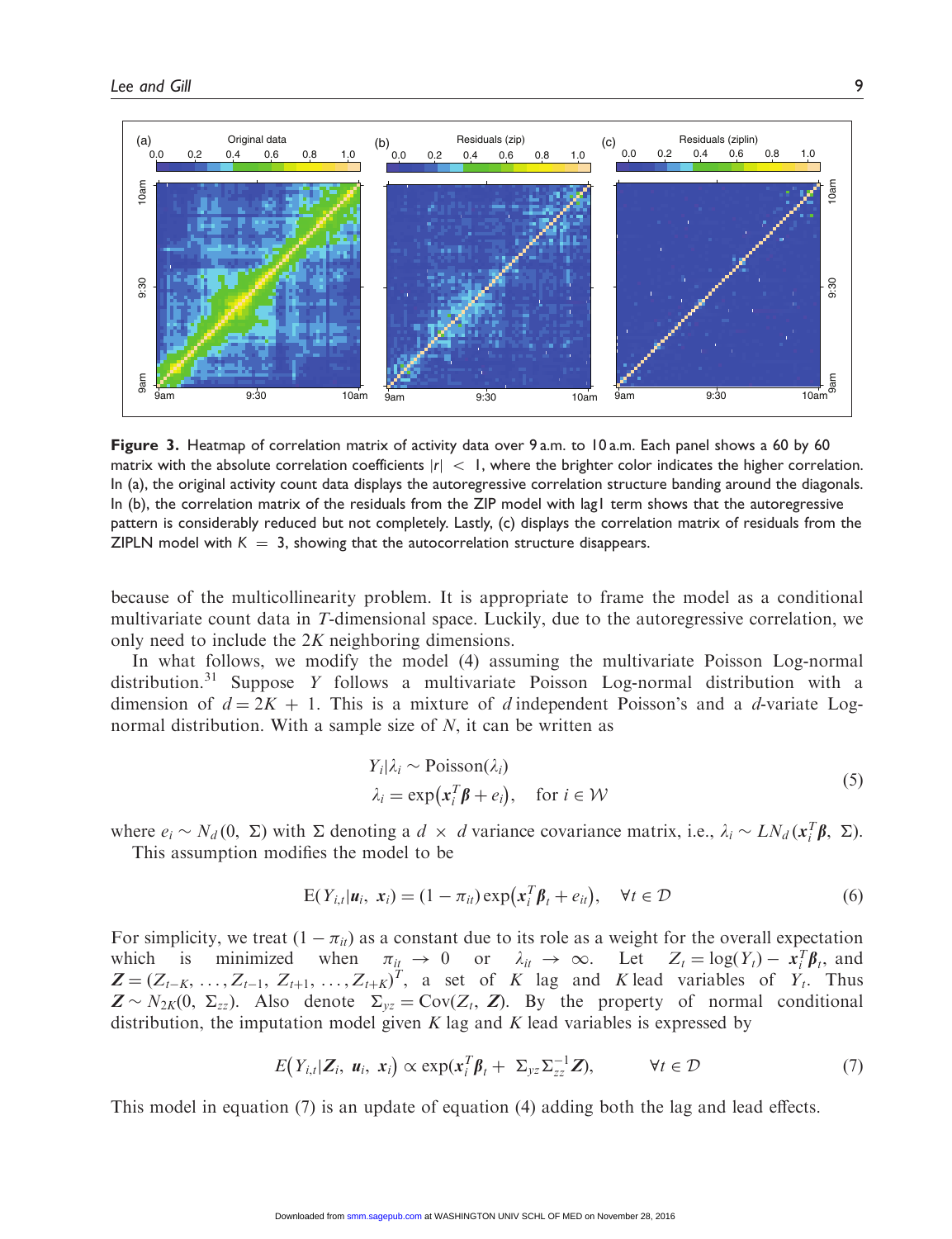(a) Original data
0.0 0.2 0.4 0.6 0.8 1.0
10am
9:30
9am
9am 9:30 10am

(b) Residuals (zip)
0.0 0.2 0.4 0.6 0.8 1.0
9am 9:30 10am

(c) Residuals (ziplin)
0.0 0.2 0.4 0.6 0.8 1.0
10am
9:30
9am
9am 9:30 10am

**Figure 3.** Heatmap of correlation matrix of activity data over 9 a.m. to 10 a.m. Each panel shows a 60 by 60 matrix with the absolute correlation coefficients $|r| < 1$, where the brighter color indicates the higher correlation. In (a), the original activity count data displays the autoregressive correlation structure banding around the diagonals. In (b), the correlation matrix of the residuals from the ZIP model with lag1 term shows that the autoregressive pattern is considerably reduced but not completely. Lastly, (c) displays the correlation matrix of residuals from the ZIPLN model with $K = 3$, showing that the autocorrelation structure disappears.

because of the multicollinearity problem. It is appropriate to frame the model as a conditional multivariate count data in $T$-dimensional space. Luckily, due to the autoregressive correlation, we only need to include the $2K$ neighboring dimensions.

In what follows, we modify the model (4) assuming the multivariate Poisson Log-normal distribution.[31] Suppose $Y$ follows a multivariate Poisson Log-normal distribution with a dimension of $d = 2K + 1$. This is a mixture of $d$ independent Poisson's and a $d$-variate Log-normal distribution. With a sample size of $N$, it can be written as

$$
\begin{aligned}
&Y_i|\lambda_i \sim \text{Poisson}(\lambda_i) \\
&\lambda_i = \exp\big(\boldsymbol{x}_i^T\boldsymbol{\beta} + e_i\big), \quad \text{for } i \in \mathcal{W}
\end{aligned}
\tag{5}
$$

where $e_i \sim N_d(0, \Sigma)$ with $\Sigma$ denoting a $d \times d$ variance covariance matrix, i.e., $\lambda_i \sim LN_d(\boldsymbol{x}_i^T\boldsymbol{\beta}, \Sigma)$.

This assumption modifies the model to be

$$
\text{E}(Y_{i,t}|\boldsymbol{u}_i, \boldsymbol{x}_i) = (1 - \pi_{it})\exp\big(\boldsymbol{x}_i^T\boldsymbol{\beta}_t + e_{it}\big), \quad \forall t \in \mathcal{D} \tag{6}
$$

For simplicity, we treat $(1 - \pi_{it})$ as a constant due to its role as a weight for the overall expectation which is minimized when $\pi_{it} \to 0$ or $\lambda_{it} \to \infty$. Let $Z_t = \log(Y_t) - \boldsymbol{x}_i^T\boldsymbol{\beta}_t$, and $\boldsymbol{Z} = (Z_{t-K}, \ldots, Z_{t-1}, Z_{t+1}, \ldots, Z_{t+K})^T$, a set of $K$ lag and $K$ lead variables of $Y_t$. Thus $\boldsymbol{Z} \sim N_{2K}(0, \Sigma_{zz})$. Also denote $\Sigma_{yz} = \text{Cov}(Z_t, \boldsymbol{Z})$. By the property of normal conditional distribution, the imputation model given $K$ lag and $K$ lead variables is expressed by

$$
E\big(Y_{i,t}|\boldsymbol{Z}_i, \boldsymbol{u}_i, \boldsymbol{x}_i\big) \propto \exp(\boldsymbol{x}_i^T\boldsymbol{\beta}_t + \Sigma_{yz}\Sigma_{zz}^{-1}\boldsymbol{Z}), \qquad \forall t \in \mathcal{D} \tag{7}
$$

This model in equation (7) is an update of equation (4) adding both the lag and lead effects.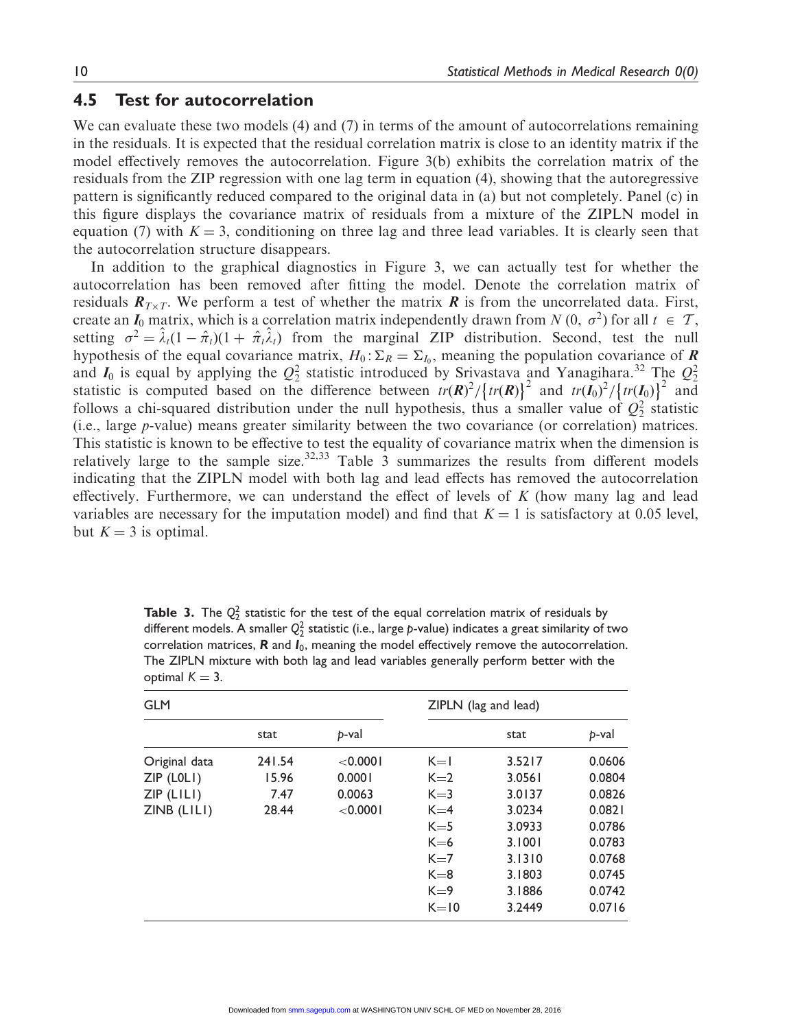## 4.5 Test for autocorrelation

We can evaluate these two models (4) and (7) in terms of the amount of autocorrelations remaining in the residuals. It is expected that the residual correlation matrix is close to an identity matrix if the model effectively removes the autocorrelation. Figure 3(b) exhibits the correlation matrix of the residuals from the ZIP regression with one lag term in equation (4), showing that the autoregressive pattern is significantly reduced compared to the original data in (a) but not completely. Panel (c) in this figure displays the covariance matrix of residuals from a mixture of the ZIPLN model in equation (7) with $K = 3$, conditioning on three lag and three lead variables. It is clearly seen that the autocorrelation structure disappears.

In addition to the graphical diagnostics in Figure 3, we can actually test for whether the autocorrelation has been removed after fitting the model. Denote the correlation matrix of residuals $\boldsymbol{R}_{T\times T}$. We perform a test of whether the matrix $\boldsymbol{R}$ is from the uncorrelated data. First, create an $\boldsymbol{I}_0$ matrix, which is a correlation matrix independently drawn from $N(0, \sigma^2)$ for all $t \in \mathcal{T}$, setting $\sigma^2 = \hat{\lambda}_t(1 - \hat{\pi}_t)(1 + \hat{\pi}_t\hat{\lambda}_t)$ from the marginal ZIP distribution. Second, test the null hypothesis of the equal covariance matrix, $H_0: \Sigma_R = \Sigma_{I_0}$, meaning the population covariance of $\boldsymbol{R}$ and $\boldsymbol{I}_0$ is equal by applying the $Q_2^2$ statistic introduced by Srivastava and Yanagihara.[32] The $Q_2^2$ statistic is computed based on the difference between $tr(\boldsymbol{R})^2/\{tr(\boldsymbol{R})\}^2$ and $tr(\boldsymbol{I}_0)^2/\{tr(\boldsymbol{I}_0)\}^2$ and follows a chi-squared distribution under the null hypothesis, thus a smaller value of $Q_2^2$ statistic (i.e., large $p$-value) means greater similarity between the two covariance (or correlation) matrices. This statistic is known to be effective to test the equality of covariance matrix when the dimension is relatively large to the sample size.[32,33] Table 3 summarizes the results from different models indicating that the ZIPLN model with both lag and lead effects has removed the autocorrelation effectively. Furthermore, we can understand the effect of levels of $K$ (how many lag and lead variables are necessary for the imputation model) and find that $K = 1$ is satisfactory at 0.05 level, but $K = 3$ is optimal.

**Table 3.** The $Q_2^2$ statistic for the test of the equal correlation matrix of residuals by different models. A smaller $Q_2^2$ statistic (i.e., large $p$-value) indicates a great similarity of two correlation matrices, $\boldsymbol{R}$ and $\boldsymbol{I}_0$, meaning the model effectively remove the autocorrelation. The ZIPLN mixture with both lag and lead variables generally perform better with the optimal $K = 3$.

| GLM | | | ZIPLN (lag and lead) | | |
|---|---|---|---|---|---|
| | stat | $p$-val | | stat | $p$-val |
| Original data | 241.54 | <0.0001 | K=1 | 3.5217 | 0.0606 |
| ZIP (L0L1) | 15.96 | 0.0001 | K=2 | 3.0561 | 0.0804 |
| ZIP (L1L1) | 7.47 | 0.0063 | K=3 | 3.0137 | 0.0826 |
| ZINB (L1L1) | 28.44 | <0.0001 | K=4 | 3.0234 | 0.0821 |
| | | | K=5 | 3.0933 | 0.0786 |
| | | | K=6 | 3.1001 | 0.0783 |
| | | | K=7 | 3.1310 | 0.0768 |
| | | | K=8 | 3.1803 | 0.0745 |
| | | | K=9 | 3.1886 | 0.0742 |
| | | | K=10 | 3.2449 | 0.0716 |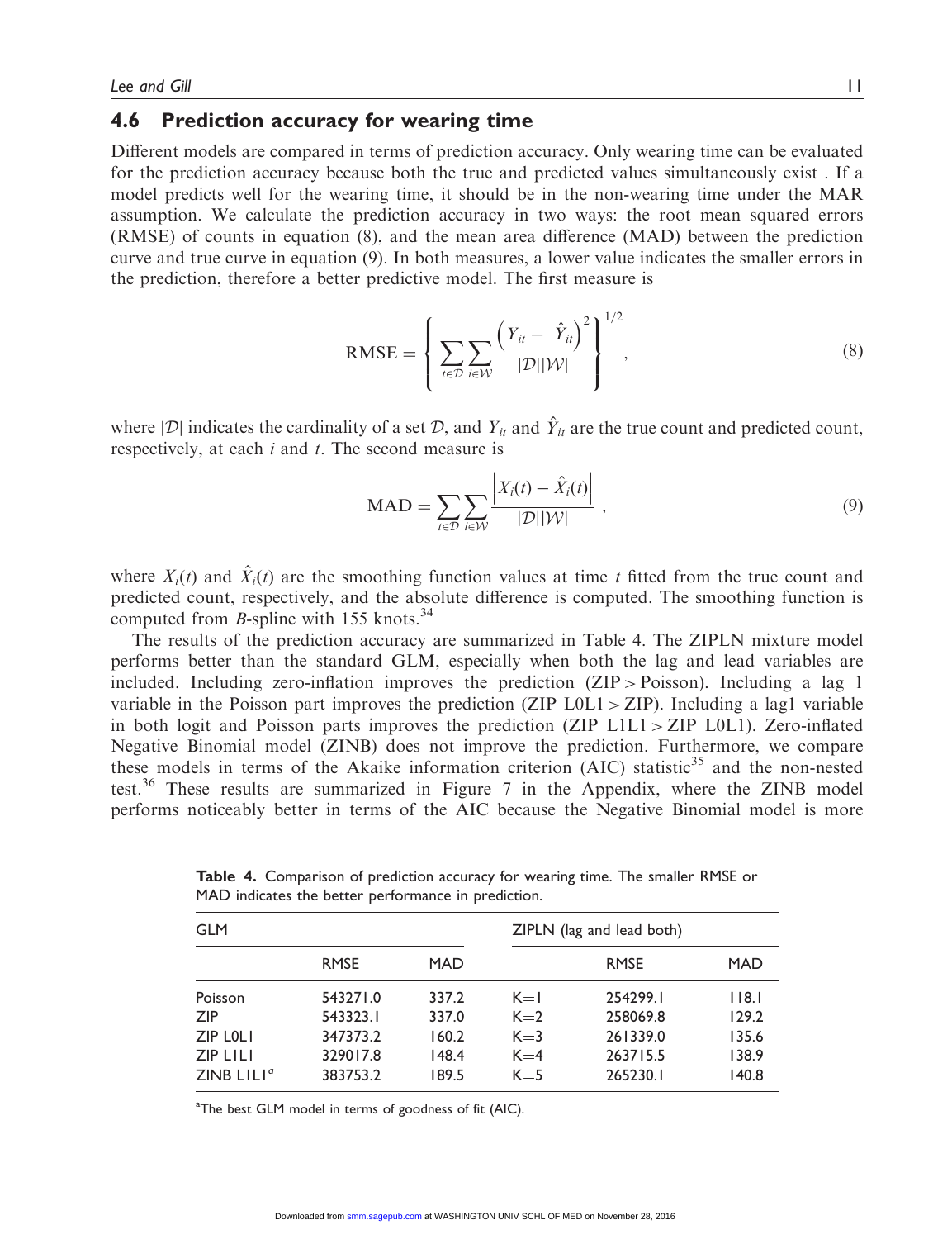### 4.6 Prediction accuracy for wearing time

Different models are compared in terms of prediction accuracy. Only wearing time can be evaluated for the prediction accuracy because both the true and predicted values simultaneously exist . If a model predicts well for the wearing time, it should be in the non-wearing time under the MAR assumption. We calculate the prediction accuracy in two ways: the root mean squared errors (RMSE) of counts in equation (8), and the mean area difference (MAD) between the prediction curve and true curve in equation (9). In both measures, a lower value indicates the smaller errors in the prediction, therefore a better predictive model. The first measure is

$$\text{RMSE} = \left\{ \sum_{t \in \mathcal{D}} \sum_{i \in \mathcal{W}} \frac{\left( Y_{it} - \hat{Y}_{it} \right)^2}{|\mathcal{D}||\mathcal{W}|} \right\}^{1/2}, \tag{8}$$

where $|\mathcal{D}|$ indicates the cardinality of a set $\mathcal{D}$, and $Y_{it}$ and $\hat{Y}_{it}$ are the true count and predicted count, respectively, at each $i$ and $t$. The second measure is

$$\text{MAD} = \sum_{t \in \mathcal{D}} \sum_{i \in \mathcal{W}} \frac{\left| X_i(t) - \hat{X}_i(t) \right|}{|\mathcal{D}||\mathcal{W}|}, \tag{9}$$

where $X_i(t)$ and $\hat{X}_i(t)$ are the smoothing function values at time $t$ fitted from the true count and predicted count, respectively, and the absolute difference is computed. The smoothing function is computed from *B*-spline with 155 knots.[34]

The results of the prediction accuracy are summarized in Table 4. The ZIPLN mixture model performs better than the standard GLM, especially when both the lag and lead variables are included. Including zero-inflation improves the prediction (ZIP > Poisson). Including a lag 1 variable in the Poisson part improves the prediction (ZIP L0L1 > ZIP). Including a lag1 variable in both logit and Poisson parts improves the prediction (ZIP L1L1 > ZIP L0L1). Zero-inflated Negative Binomial model (ZINB) does not improve the prediction. Furthermore, we compare these models in terms of the Akaike information criterion (AIC) statistic[35] and the non-nested test.[36] These results are summarized in Figure 7 in the Appendix, where the ZINB model performs noticeably better in terms of the AIC because the Negative Binomial model is more

**Table 4.** Comparison of prediction accuracy for wearing time. The smaller RMSE or MAD indicates the better performance in prediction.

| GLM | | | ZIPLN (lag and lead both) | | |
|---|---|---|---|---|---|
| | RMSE | MAD | | RMSE | MAD |
| Poisson | 543271.0 | 337.2 | K=1 | 254299.1 | 118.1 |
| ZIP | 543323.1 | 337.0 | K=2 | 258069.8 | 129.2 |
| ZIP L0L1 | 347373.2 | 160.2 | K=3 | 261339.0 | 135.6 |
| ZIP L1L1 | 329017.8 | 148.4 | K=4 | 263715.5 | 138.9 |
| ZINB L1L1[a] | 383753.2 | 189.5 | K=5 | 265230.1 | 140.8 |

[a]The best GLM model in terms of goodness of fit (AIC).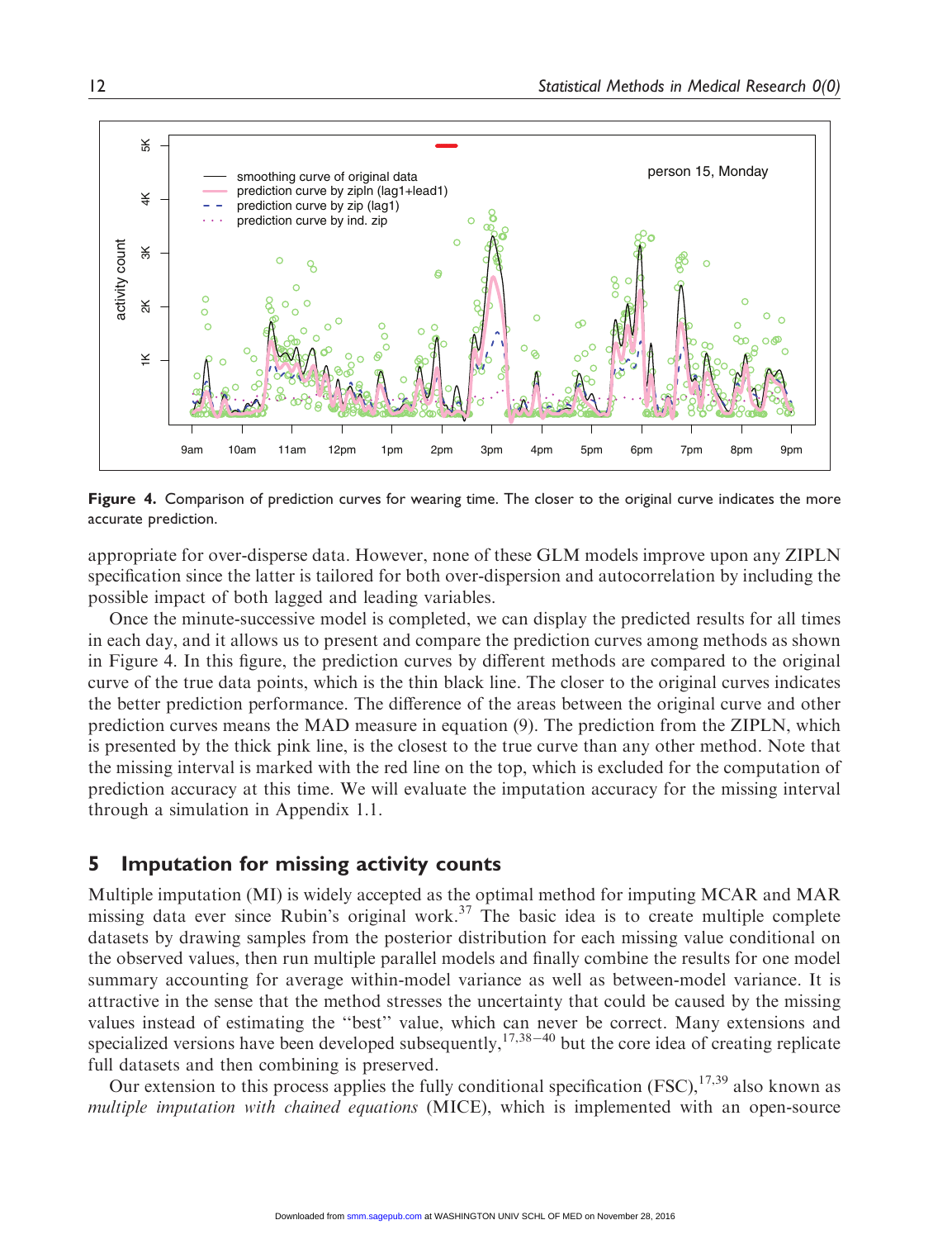5K
4K
3K
2K
1K
activity count

smoothing curve of original data
prediction curve by zipln (lag1+lead1)
prediction curve by zip (lag1)
prediction curve by ind. zip

person 15, Monday

9am 10am 11am 12pm 1pm 2pm 3pm 4pm 5pm 6pm 7pm 8pm 9pm

**Figure 4.** Comparison of prediction curves for wearing time. The closer to the original curve indicates the more accurate prediction.

appropriate for over-disperse data. However, none of these GLM models improve upon any ZIPLN specification since the latter is tailored for both over-dispersion and autocorrelation by including the possible impact of both lagged and leading variables.

Once the minute-successive model is completed, we can display the predicted results for all times in each day, and it allows us to present and compare the prediction curves among methods as shown in Figure 4. In this figure, the prediction curves by different methods are compared to the original curve of the true data points, which is the thin black line. The closer to the original curves indicates the better prediction performance. The difference of the areas between the original curve and other prediction curves means the MAD measure in equation (9). The prediction from the ZIPLN, which is presented by the thick pink line, is the closest to the true curve than any other method. Note that the missing interval is marked with the red line on the top, which is excluded for the computation of prediction accuracy at this time. We will evaluate the imputation accuracy for the missing interval through a simulation in Appendix 1.1.

## 5 Imputation for missing activity counts

Multiple imputation (MI) is widely accepted as the optimal method for imputing MCAR and MAR missing data ever since Rubin's original work.[37] The basic idea is to create multiple complete datasets by drawing samples from the posterior distribution for each missing value conditional on the observed values, then run multiple parallel models and finally combine the results for one model summary accounting for average within-model variance as well as between-model variance. It is attractive in the sense that the method stresses the uncertainty that could be caused by the missing values instead of estimating the "best" value, which can never be correct. Many extensions and specialized versions have been developed subsequently,[17,38–40] but the core idea of creating replicate full datasets and then combining is preserved.

Our extension to this process applies the fully conditional specification (FSC),[17,39] also known as *multiple imputation with chained equations* (MICE), which is implemented with an open-source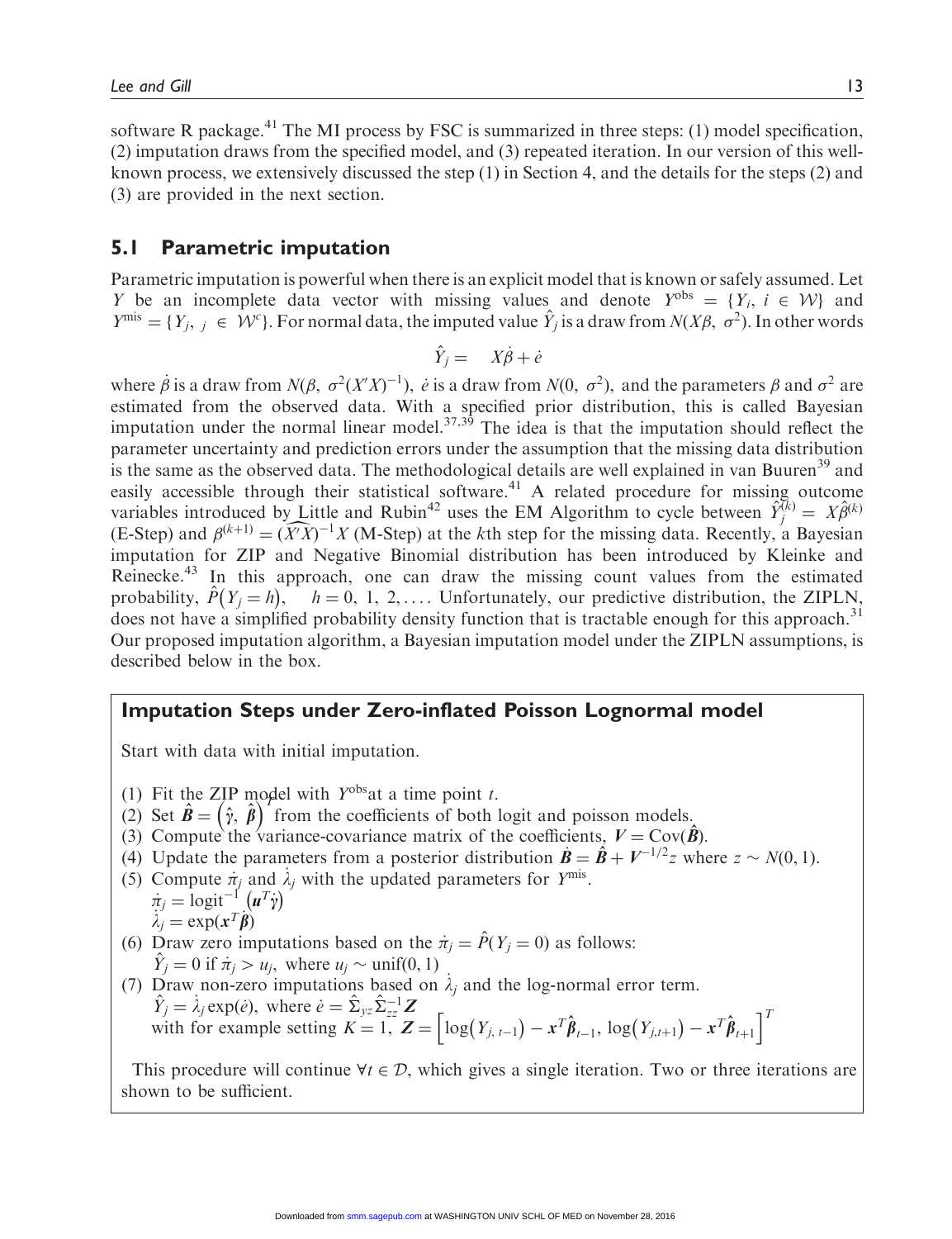software R package.[41] The MI process by FSC is summarized in three steps: (1) model specification, (2) imputation draws from the specified model, and (3) repeated iteration. In our version of this well-known process, we extensively discussed the step (1) in Section 4, and the details for the steps (2) and (3) are provided in the next section.

## 5.1 Parametric imputation

Parametric imputation is powerful when there is an explicit model that is known or safely assumed. Let $Y$ be an incomplete data vector with missing values and denote $Y^{\text{obs}} = \{Y_i,\ i \in \mathcal{W}\}$ and $Y^{\text{mis}} = \{Y_{j,\ j} \in \mathcal{W}^c\}$. For normal data, the imputed value $\hat{Y}_j$ is a draw from $N(X\beta,\ \sigma^2)$. In other words

$$\hat{Y}_j = \quad X\dot{\beta} + \dot{e}$$

where $\dot{\beta}$ is a draw from $N(\beta,\ \sigma^2(X'X)^{-1})$, $\dot{e}$ is a draw from $N(0,\ \sigma^2)$, and the parameters $\beta$ and $\sigma^2$ are estimated from the observed data. With a specified prior distribution, this is called Bayesian imputation under the normal linear model.[37,39] The idea is that the imputation should reflect the parameter uncertainty and prediction errors under the assumption that the missing data distribution is the same as the observed data. The methodological details are well explained in van Buuren[39] and easily accessible through their statistical software.[41] A related procedure for missing outcome variables introduced by Little and Rubin[42] uses the EM Algorithm to cycle between $\hat{Y}_j^{(k)} = X\hat{\beta}^{(k)}$ (E-Step) and $\beta^{(k+1)} = (\widehat{X'X})^{-1}X$ (M-Step) at the $k$th step for the missing data. Recently, a Bayesian imputation for ZIP and Negative Binomial distribution has been introduced by Kleinke and Reinecke.[43] In this approach, one can draw the missing count values from the estimated probability, $\hat{P}(Y_j = h), \quad h = 0,\ 1,\ 2, \ldots$. Unfortunately, our predictive distribution, the ZIPLN, does not have a simplified probability density function that is tractable enough for this approach.[31] Our proposed imputation algorithm, a Bayesian imputation model under the ZIPLN assumptions, is described below in the box.

### Imputation Steps under Zero-inflated Poisson Lognormal model

Start with data with initial imputation.

1. Fit the ZIP model with $Y^{\text{obs}}$at a time point $t$.
2. Set $\hat{\boldsymbol{B}} = \left(\hat{\gamma},\ \hat{\boldsymbol{\beta}}\right)^T$ from the coefficients of both logit and poisson models.
3. Compute the variance-covariance matrix of the coefficients, $\boldsymbol{V} = \text{Cov}(\hat{\boldsymbol{B}})$.
4. Update the parameters from a posterior distribution $\dot{\boldsymbol{B}} = \hat{\boldsymbol{B}} + \boldsymbol{V}^{-1/2}z$ where $z \sim N(0, 1)$.
5. Compute $\dot{\pi}_j$ and $\dot{\lambda}_j$ with the updated parameters for $Y^{\text{mis}}$.
   $\dot{\pi}_j = \text{logit}^{-1}\left(\boldsymbol{u}^T\dot{\boldsymbol{\gamma}}\right)$
   $\dot{\lambda}_j = \exp(\boldsymbol{x}^T\dot{\boldsymbol{\beta}})$
6. Draw zero imputations based on the $\dot{\pi}_j = \hat{P}(Y_j = 0)$ as follows:
   $\hat{Y}_j = 0$ if $\dot{\pi}_j > u_j$, where $u_j \sim \text{unif}(0, 1)$
7. Draw non-zero imputations based on $\dot{\lambda}_j$ and the log-normal error term.
   $\hat{Y}_j = \dot{\lambda}_j \exp(\dot{e})$, where $\dot{e} = \hat{\Sigma}_{yz}\hat{\Sigma}_{zz}^{-1}\boldsymbol{Z}$
   with for example setting $K = 1$, $\boldsymbol{Z} = \left[\log\left(Y_{j,\ t-1}\right) - \boldsymbol{x}^T\hat{\boldsymbol{\beta}}_{t-1},\ \log\left(Y_{j,t+1}\right) - \boldsymbol{x}^T\hat{\boldsymbol{\beta}}_{t+1}\right]^T$

This procedure will continue $\forall t \in \mathcal{D}$, which gives a single iteration. Two or three iterations are shown to be sufficient.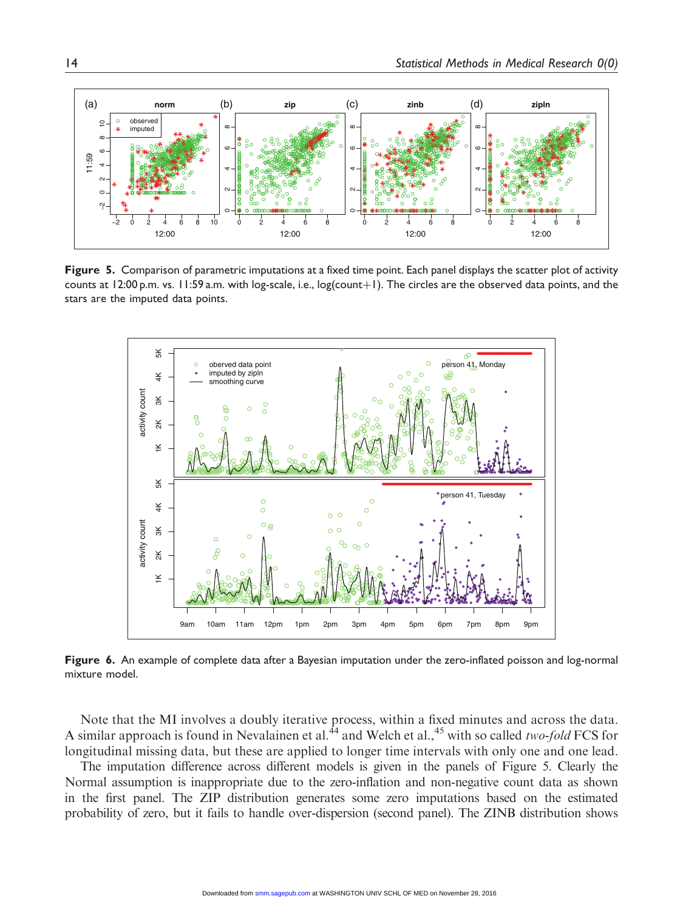(a) norm

(b) zip

(c) zinb

(d) zipln

observed
imputed

11:59

12:00

Figure 5. Comparison of parametric imputations at a fixed time point. Each panel displays the scatter plot of activity counts at 12:00 p.m. vs. 11:59 a.m. with log-scale, i.e., log(count+1). The circles are the observed data points, and the stars are the imputed data points.

oberved data point
imputed by zipln
smoothing curve

person 41, Monday

person 41, Tuesday

activity count

1K 2K 3K 4K 5K

9am 10am 11am 12pm 1pm 2pm 3pm 4pm 5pm 6pm 7pm 8pm 9pm

Figure 6. An example of complete data after a Bayesian imputation under the zero-inflated poisson and log-normal mixture model.

Note that the MI involves a doubly iterative process, within a fixed minutes and across the data. A similar approach is found in Nevalainen et al.[44] and Welch et al.,[45] with so called *two-fold* FCS for longitudinal missing data, but these are applied to longer time intervals with only one and one lead.

The imputation difference across different models is given in the panels of Figure 5. Clearly the Normal assumption is inappropriate due to the zero-inflation and non-negative count data as shown in the first panel. The ZIP distribution generates some zero imputations based on the estimated probability of zero, but it fails to handle over-dispersion (second panel). The ZINB distribution shows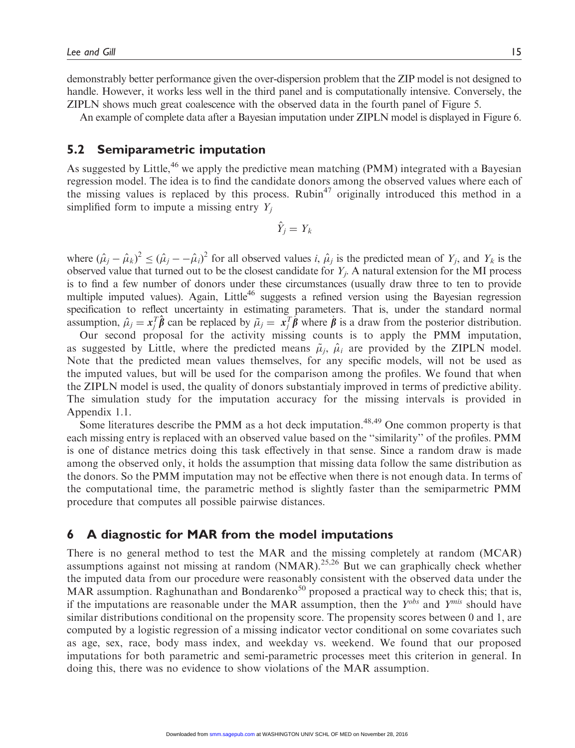demonstrably better performance given the over-dispersion problem that the ZIP model is not designed to handle. However, it works less well in the third panel and is computationally intensive. Conversely, the ZIPLN shows much great coalescence with the observed data in the fourth panel of Figure 5.

An example of complete data after a Bayesian imputation under ZIPLN model is displayed in Figure 6.

## 5.2 Semiparametric imputation

As suggested by Little,[46] we apply the predictive mean matching (PMM) integrated with a Bayesian regression model. The idea is to find the candidate donors among the observed values where each of the missing values is replaced by this process. Rubin[47] originally introduced this method in a simplified form to impute a missing entry $Y_j$

$$\hat{Y}_j = Y_k$$

where $(\hat{\mu}_j - \hat{\mu}_k)^2 \leq (\hat{\mu}_j - -\hat{\mu}_i)^2$ for all observed values $i$, $\hat{\mu}_j$ is the predicted mean of $Y_j$, and $Y_k$ is the observed value that turned out to be the closest candidate for $Y_j$. A natural extension for the MI process is to find a few number of donors under these circumstances (usually draw three to ten to provide multiple imputed values). Again, Little[46] suggests a refined version using the Bayesian regression specification to reflect uncertainty in estimating parameters. That is, under the standard normal assumption, $\hat{\mu}_j = \boldsymbol{x}_j^T \hat{\boldsymbol{\beta}}$ can be replaced by $\tilde{\mu}_j = \boldsymbol{x}_j^T \dot{\boldsymbol{\beta}}$ where $\dot{\boldsymbol{\beta}}$ is a draw from the posterior distribution.

Our second proposal for the activity missing counts is to apply the PMM imputation, as suggested by Little, where the predicted means $\tilde{\mu}_j$, $\hat{\mu}_i$ are provided by the ZIPLN model. Note that the predicted mean values themselves, for any specific models, will not be used as the imputed values, but will be used for the comparison among the profiles. We found that when the ZIPLN model is used, the quality of donors substantialy improved in terms of predictive ability. The simulation study for the imputation accuracy for the missing intervals is provided in Appendix 1.1.

Some literatures describe the PMM as a hot deck imputation.[48,49] One common property is that each missing entry is replaced with an observed value based on the ''similarity'' of the profiles. PMM is one of distance metrics doing this task effectively in that sense. Since a random draw is made among the observed only, it holds the assumption that missing data follow the same distribution as the donors. So the PMM imputation may not be effective when there is not enough data. In terms of the computational time, the parametric method is slightly faster than the semiparmetric PMM procedure that computes all possible pairwise distances.

# 6 A diagnostic for MAR from the model imputations

There is no general method to test the MAR and the missing completely at random (MCAR) assumptions against not missing at random (NMAR).[25,26] But we can graphically check whether the imputed data from our procedure were reasonably consistent with the observed data under the MAR assumption. Raghunathan and Bondarenko[50] proposed a practical way to check this; that is, if the imputations are reasonable under the MAR assumption, then the $Y^{obs}$ and $Y^{mis}$ should have similar distributions conditional on the propensity score. The propensity scores between 0 and 1, are computed by a logistic regression of a missing indicator vector conditional on some covariates such as age, sex, race, body mass index, and weekday vs. weekend. We found that our proposed imputations for both parametric and semi-parametric processes meet this criterion in general. In doing this, there was no evidence to show violations of the MAR assumption.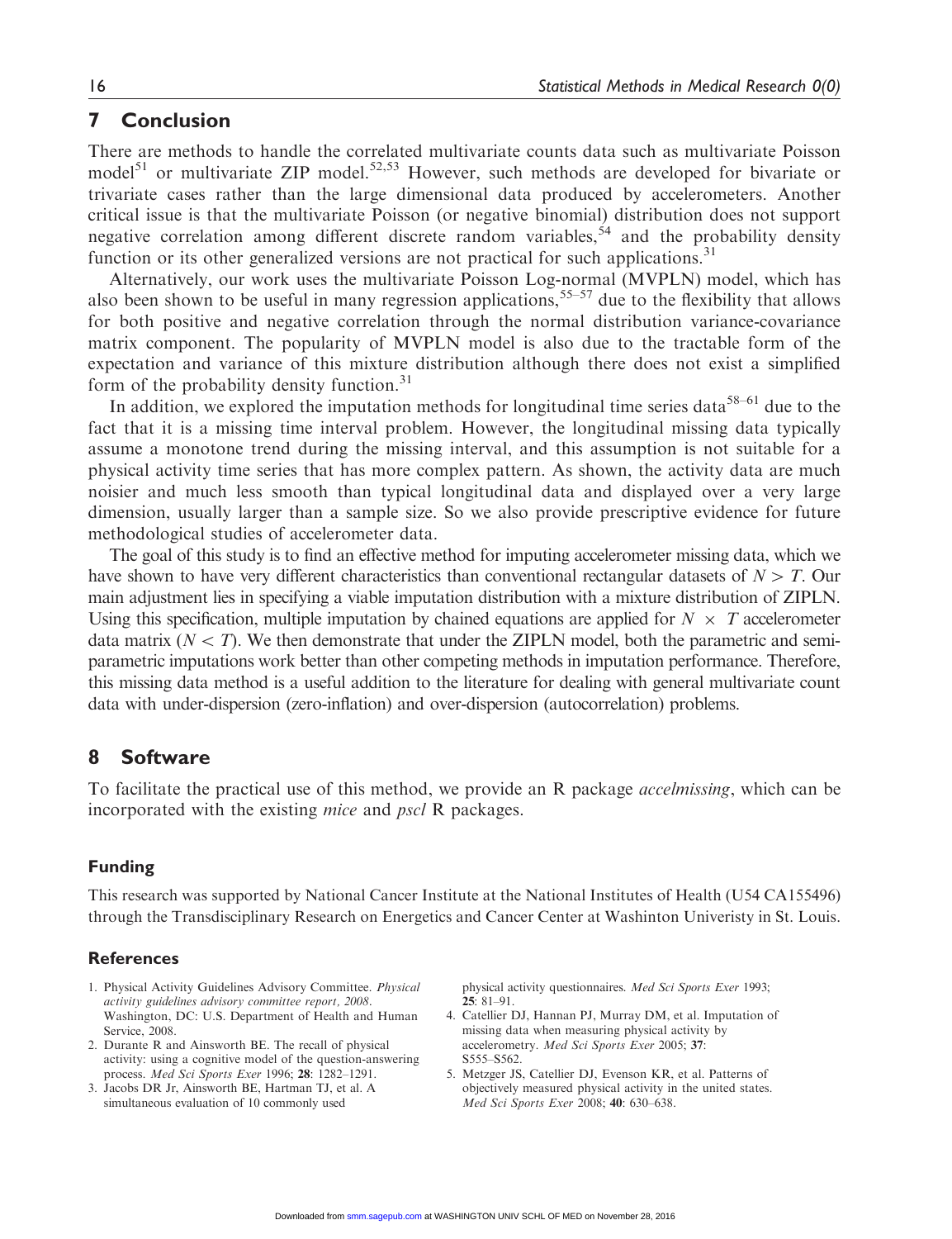## 7 Conclusion

There are methods to handle the correlated multivariate counts data such as multivariate Poisson model[51] or multivariate ZIP model.[52,53] However, such methods are developed for bivariate or trivariate cases rather than the large dimensional data produced by accelerometers. Another critical issue is that the multivariate Poisson (or negative binomial) distribution does not support negative correlation among different discrete random variables,[54] and the probability density function or its other generalized versions are not practical for such applications.[31]

Alternatively, our work uses the multivariate Poisson Log-normal (MVPLN) model, which has also been shown to be useful in many regression applications,[55–57] due to the flexibility that allows for both positive and negative correlation through the normal distribution variance-covariance matrix component. The popularity of MVPLN model is also due to the tractable form of the expectation and variance of this mixture distribution although there does not exist a simplified form of the probability density function.[31]

In addition, we explored the imputation methods for longitudinal time series data[58–61] due to the fact that it is a missing time interval problem. However, the longitudinal missing data typically assume a monotone trend during the missing interval, and this assumption is not suitable for a physical activity time series that has more complex pattern. As shown, the activity data are much noisier and much less smooth than typical longitudinal data and displayed over a very large dimension, usually larger than a sample size. So we also provide prescriptive evidence for future methodological studies of accelerometer data.

The goal of this study is to find an effective method for imputing accelerometer missing data, which we have shown to have very different characteristics than conventional rectangular datasets of $N > T$. Our main adjustment lies in specifying a viable imputation distribution with a mixture distribution of ZIPLN. Using this specification, multiple imputation by chained equations are applied for $N \times T$ accelerometer data matrix ($N < T$). We then demonstrate that under the ZIPLN model, both the parametric and semi-parametric imputations work better than other competing methods in imputation performance. Therefore, this missing data method is a useful addition to the literature for dealing with general multivariate count data with under-dispersion (zero-inflation) and over-dispersion (autocorrelation) problems.

## 8 Software

To facilitate the practical use of this method, we provide an R package *accelmissing*, which can be incorporated with the existing *mice* and *pscl* R packages.

### Funding

This research was supported by National Cancer Institute at the National Institutes of Health (U54 CA155496) through the Transdisciplinary Research on Energetics and Cancer Center at Washinton Univeristy in St. Louis.

### References

1. Physical Activity Guidelines Advisory Committee. *Physical activity guidelines advisory committee report, 2008*. Washington, DC: U.S. Department of Health and Human Service, 2008.
2. Durante R and Ainsworth BE. The recall of physical activity: using a cognitive model of the question-answering process. *Med Sci Sports Exer* 1996; **28**: 1282–1291.
3. Jacobs DR Jr, Ainsworth BE, Hartman TJ, et al. A simultaneous evaluation of 10 commonly used physical activity questionnaires. *Med Sci Sports Exer* 1993; **25**: 81–91.
4. Catellier DJ, Hannan PJ, Murray DM, et al. Imputation of missing data when measuring physical activity by accelerometry. *Med Sci Sports Exer* 2005; **37**: S555–S562.
5. Metzger JS, Catellier DJ, Evenson KR, et al. Patterns of objectively measured physical activity in the united states. *Med Sci Sports Exer* 2008; **40**: 630–638.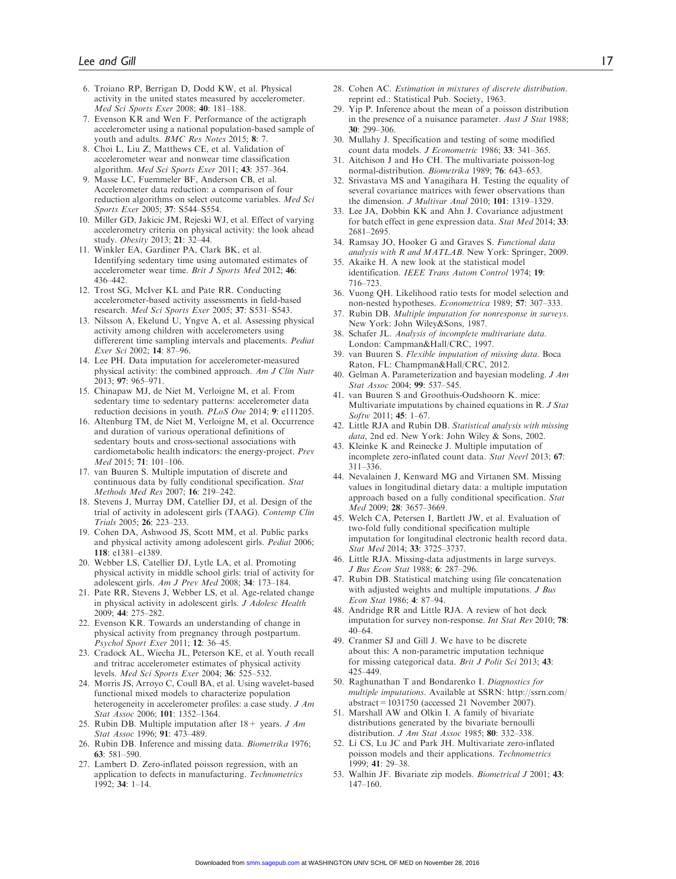6. Troiano RP, Berrigan D, Dodd KW, et al. Physical activity in the united states measured by accelerometer. *Med Sci Sports Exer* 2008; **40**: 181–188.
7. Evenson KR and Wen F. Performance of the actigraph accelerometer using a national population-based sample of youth and adults. *BMC Res Notes* 2015; **8**: 7.
8. Choi L, Liu Z, Matthews CE, et al. Validation of accelerometer wear and nonwear time classification algorithm. *Med Sci Sports Exer* 2011; **43**: 357–364.
9. Masse LC, Fuemmeler BF, Anderson CB, et al. Accelerometer data reduction: a comparison of four reduction algorithms on select outcome variables. *Med Sci Sports Exer* 2005; **37**: S544–S554.
10. Miller GD, Jakicic JM, Rejeski WJ, et al. Effect of varying accelerometry criteria on physical activity: the look ahead study. *Obesity* 2013; **21**: 32–44.
11. Winkler EA, Gardiner PA, Clark BK, et al. Identifying sedentary time using automated estimates of accelerometer wear time. *Brit J Sports Med* 2012; **46**: 436–442.
12. Trost SG, McIver KL and Pate RR. Conducting accelerometer-based activity assessments in field-based research. *Med Sci Sports Exer* 2005; **37**: S531–S543.
13. Nilsson A, Ekelund U, Yngve A, et al. Assessing physical activity among children with accelerometers using differerent time sampling intervals and placements. *Pediat Exer Sci* 2002; **14**: 87–96.
14. Lee PH. Data imputation for accelerometer-measured physical activity: the combined approach. *Am J Clin Nutr* 2013; **97**: 965–971.
15. Chinapaw MJ, de Niet M, Verloigne M, et al. From sedentary time to sedentary patterns: accelerometer data reduction decisions in youth. *PLoS One* 2014; **9**: e111205.
16. Altenburg TM, de Niet M, Verloigne M, et al. Occurrence and duration of various operational definitions of sedentary bouts and cross-sectional associations with cardiometabolic health indicators: the energy-project. *Prev Med* 2015; **71**: 101–106.
17. van Buuren S. Multiple imputation of discrete and continuous data by fully conditional specification. *Stat Methods Med Res* 2007; **16**: 219–242.
18. Stevens J, Murray DM, Catellier DJ, et al. Design of the trial of activity in adolescent girls (TAAG). *Contemp Clin Trials* 2005; **26**: 223–233.
19. Cohen DA, Ashwood JS, Scott MM, et al. Public parks and physical activity among adolescent girls. *Pediat* 2006; **118**: e1381–e1389.
20. Webber LS, Catellier DJ, Lytle LA, et al. Promoting physical activity in middle school girls: trial of activity for adolescent girls. *Am J Prev Med* 2008; **34**: 173–184.
21. Pate RR, Stevens J, Webber LS, et al. Age-related change in physical activity in adolescent girls. *J Adolesc Health* 2009; **44**: 275–282.
22. Evenson KR. Towards an understanding of change in physical activity from pregnancy through postpartum. *Psychol Sport Exer* 2011; **12**: 36–45.
23. Cradock AL, Wiecha JL, Peterson KE, et al. Youth recall and tritrac accelerometer estimates of physical activity levels. *Med Sci Sports Exer* 2004; **36**: 525–532.
24. Morris JS, Arroyo C, Coull BA, et al. Using wavelet-based functional mixed models to characterize population heterogeneity in accelerometer profiles: a case study. *J Am Stat Assoc* 2006; **101**: 1352–1364.
25. Rubin DB. Multiple imputation after 18+ years. *J Am Stat Assoc* 1996; **91**: 473–489.
26. Rubin DB. Inference and missing data. *Biometrika* 1976; **63**: 581–590.
27. Lambert D. Zero-inflated poisson regression, with an application to defects in manufacturing. *Technometrics* 1992; **34**: 1–14.
28. Cohen AC. *Estimation in mixtures of discrete distribution*. reprint ed.: Statistical Pub. Society, 1963.
29. Yip P. Inference about the mean of a poisson distribution in the presence of a nuisance parameter. *Aust J Stat* 1988; **30**: 299–306.
30. Mullahy J. Specification and testing of some modified count data models. *J Econometric* 1986; **33**: 341–365.
31. Aitchison J and Ho CH. The multivariate poisson-log normal-distribution. *Biometrika* 1989; **76**: 643–653.
32. Srivastava MS and Yanagihara H. Testing the equality of several covariance matrices with fewer observations than the dimension. *J Multivar Anal* 2010; **101**: 1319–1329.
33. Lee JA, Dobbin KK and Ahn J. Covariance adjustment for batch effect in gene expression data. *Stat Med* 2014; **33**: 2681–2695.
34. Ramsay JO, Hooker G and Graves S. *Functional data analysis with R and MATLAB*. New York: Springer, 2009.
35. Akaike H. A new look at the statistical model identification. *IEEE Trans Autom Control* 1974; **19**: 716–723.
36. Vuong QH. Likelihood ratio tests for model selection and non-nested hypotheses. *Econometrica* 1989; **57**: 307–333.
37. Rubin DB. *Multiple imputation for nonresponse in surveys*. New York: John Wiley&Sons, 1987.
38. Schafer JL. *Analysis of incomplete multivariate data*. London: Campman&Hall/CRC, 1997.
39. van Buuren S. *Flexible imputation of missing data*. Boca Raton, FL: Champman&Hall/CRC, 2012.
40. Gelman A. Parameterization and bayesian modeling. *J Am Stat Assoc* 2004; **99**: 537–545.
41. van Buuren S and Groothuis-Oudshoorn K. mice: Multivariate imputations by chained equations in R. *J Stat Softw* 2011; **45**: 1–67.
42. Little RJA and Rubin DB. *Statistical analysis with missing data*, 2nd ed. New York: John Wiley & Sons, 2002.
43. Kleinke K and Reinecke J. Multiple imputation of incomplete zero-inflated count data. *Stat Neerl* 2013; **67**: 311–336.
44. Nevalainen J, Kenward MG and Virtanen SM. Missing values in longitudinal dietary data: a multiple imputation approach based on a fully conditional specification. *Stat Med* 2009; **28**: 3657–3669.
45. Welch CA, Petersen I, Bartlett JW, et al. Evaluation of two-fold fully conditional specification multiple imputation for longitudinal electronic health record data. *Stat Med* 2014; **33**: 3725–3737.
46. Little RJA. Missing-data adjustments in large surveys. *J Bus Econ Stat* 1988; **6**: 287–296.
47. Rubin DB. Statistical matching using file concatenation with adjusted weights and multiple imputations. *J Bus Econ Stat* 1986; **4**: 87–94.
48. Andridge RR and Little RJA. A review of hot deck imputation for survey non-response. *Int Stat Rev* 2010; **78**: 40–64.
49. Cranmer SJ and Gill J. We have to be discrete about this: A non-parametric imputation technique for missing categorical data. *Brit J Polit Sci* 2013; **43**: 425–449.
50. Raghunathan T and Bondarenko I. *Diagnostics for multiple imputations*. Available at SSRN: http://ssrn.com/abstract=1031750 (accessed 21 November 2007).
51. Marshall AW and Olkin I. A family of bivariate distributions generated by the bivariate bernoulli distribution. *J Am Stat Assoc* 1985; **80**: 332–338.
52. Li CS, Lu JC and Park JH. Multivariate zero-inflated poisson models and their applications. *Technometrics* 1999; **41**: 29–38.
53. Walhin JF. Bivariate zip models. *Biometrical J* 2001; **43**: 147–160.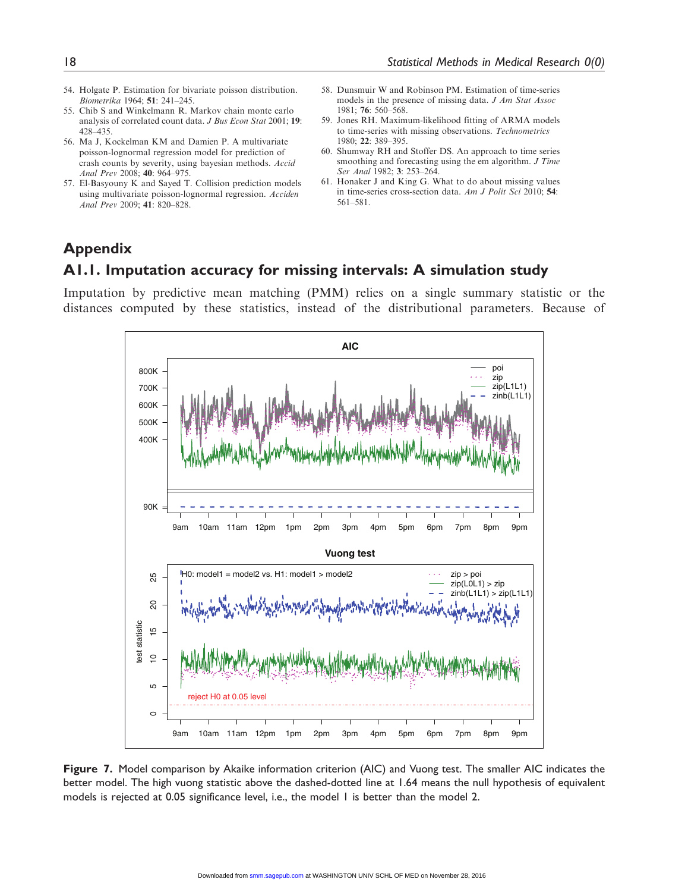54. Holgate P. Estimation for bivariate poisson distribution. *Biometrika* 1964; **51**: 241–245.
55. Chib S and Winkelmann R. Markov chain monte carlo analysis of correlated count data. *J Bus Econ Stat* 2001; **19**: 428–435.
56. Ma J, Kockelman KM and Damien P. A multivariate poisson-lognormal regression model for prediction of crash counts by severity, using bayesian methods. *Accid Anal Prev* 2008; **40**: 964–975.
57. El-Basyouny K and Sayed T. Collision prediction models using multivariate poisson-lognormal regression. *Acciden Anal Prev* 2009; **41**: 820–828.
58. Dunsmuir W and Robinson PM. Estimation of time-series models in the presence of missing data. *J Am Stat Assoc* 1981; **76**: 560–568.
59. Jones RH. Maximum-likelihood fitting of ARMA models to time-series with missing observations. *Technometrics* 1980; **22**: 389–395.
60. Shumway RH and Stoffer DS. An approach to time series smoothing and forecasting using the em algorithm. *J Time Ser Anal* 1982; **3**: 253–264.
61. Honaker J and King G. What to do about missing values in time-series cross-section data. *Am J Polit Sci* 2010; **54**: 561–581.

# Appendix

## A1.1. Imputation accuracy for missing intervals: A simulation study

Imputation by predictive mean matching (PMM) relies on a single summary statistic or the distances computed by these statistics, instead of the distributional parameters. Because of

AIC

800K
700K
600K
500K
400K
90K

poi
zip
zip(L1L1)
zinb(L1L1)

9am 10am 11am 12pm 1pm 2pm 3pm 4pm 5pm 6pm 7pm 8pm 9pm

Vuong test

H0: model1 = model2 vs. H1: model1 > model2

zip > poi
zip(L0L1) > zip
zinb(L1L1) > zip(L1L1)

test statistic

25
20
15
10
5
0

reject H0 at 0.05 level

9am 10am 11am 12pm 1pm 2pm 3pm 4pm 5pm 6pm 7pm 8pm 9pm

**Figure 7.** Model comparison by Akaike information criterion (AIC) and Vuong test. The smaller AIC indicates the better model. The high vuong statistic above the dashed-dotted line at 1.64 means the null hypothesis of equivalent models is rejected at 0.05 significance level, i.e., the model 1 is better than the model 2.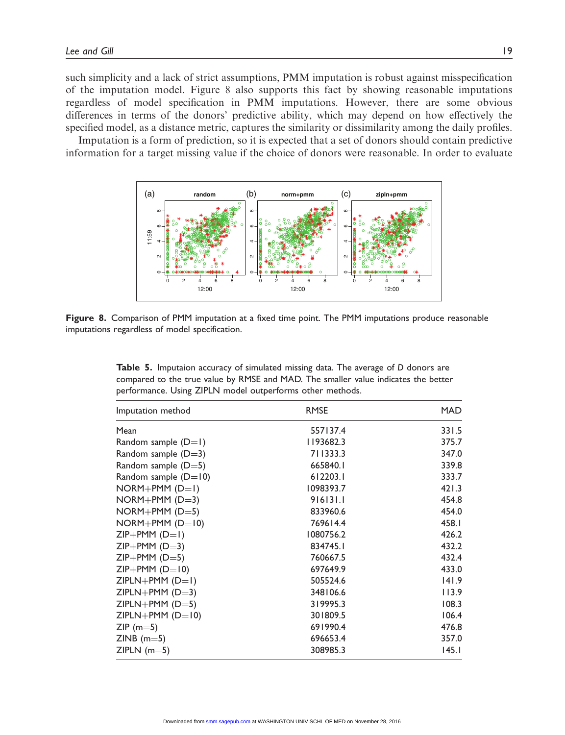such simplicity and a lack of strict assumptions, PMM imputation is robust against misspecification of the imputation model. Figure 8 also supports this fact by showing reasonable imputations regardless of model specification in PMM imputations. However, there are some obvious differences in terms of the donors' predictive ability, which may depend on how effectively the specified model, as a distance metric, captures the similarity or dissimilarity among the daily profiles.

Imputation is a form of prediction, so it is expected that a set of donors should contain predictive information for a target missing value if the choice of donors were reasonable. In order to evaluate

(a) random
(b) norm+pmm
(c) zipln+pmm
11:59
12:00

**Figure 8.** Comparison of PMM imputation at a fixed time point. The PMM imputations produce reasonable imputations regardless of model specification.

**Table 5.** Imputaion accuracy of simulated missing data. The average of *D* donors are compared to the true value by RMSE and MAD. The smaller value indicates the better performance. Using ZIPLN model outperforms other methods.

| Imputation method | RMSE | MAD |
|---|---|---|
| Mean | 557137.4 | 331.5 |
| Random sample (D=1) | 1193682.3 | 375.7 |
| Random sample (D=3) | 711333.3 | 347.0 |
| Random sample (D=5) | 665840.1 | 339.8 |
| Random sample (D=10) | 612203.1 | 333.7 |
| NORM+PMM (D=1) | 1098393.7 | 421.3 |
| NORM+PMM (D=3) | 916131.1 | 454.8 |
| NORM+PMM (D=5) | 833960.6 | 454.0 |
| NORM+PMM (D=10) | 769614.4 | 458.1 |
| ZIP+PMM (D=1) | 1080756.2 | 426.2 |
| ZIP+PMM (D=3) | 834745.1 | 432.2 |
| ZIP+PMM (D=5) | 760667.5 | 432.4 |
| ZIP+PMM (D=10) | 697649.9 | 433.0 |
| ZIPLN+PMM (D=1) | 505524.6 | 141.9 |
| ZIPLN+PMM (D=3) | 348106.6 | 113.9 |
| ZIPLN+PMM (D=5) | 319995.3 | 108.3 |
| ZIPLN+PMM (D=10) | 301809.5 | 106.4 |
| ZIP (m=5) | 691990.4 | 476.8 |
| ZINB (m=5) | 696653.4 | 357.0 |
| ZIPLN (m=5) | 308985.3 | 145.1 |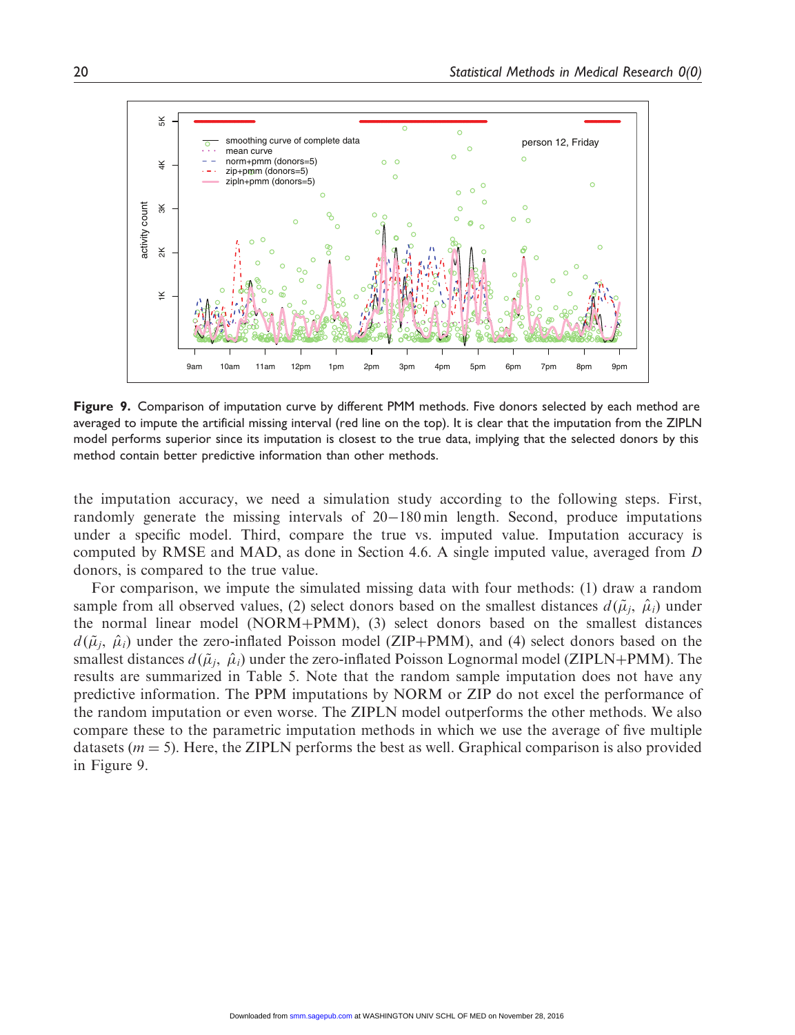5K

4K

3K

2K

1K

activity count

smoothing curve of complete data

mean curve

norm+pmm (donors=5)

zip+pmm (donors=5)

zipln+pmm (donors=5)

person 12, Friday

9am 10am 11am 12pm 1pm 2pm 3pm 4pm 5pm 6pm 7pm 8pm 9pm

**Figure 9.** Comparison of imputation curve by different PMM methods. Five donors selected by each method are averaged to impute the artificial missing interval (red line on the top). It is clear that the imputation from the ZIPLN model performs superior since its imputation is closest to the true data, implying that the selected donors by this method contain better predictive information than other methods.

the imputation accuracy, we need a simulation study according to the following steps. First, randomly generate the missing intervals of 20–180 min length. Second, produce imputations under a specific model. Third, compare the true vs. imputed value. Imputation accuracy is computed by RMSE and MAD, as done in Section 4.6. A single imputed value, averaged from $D$ donors, is compared to the true value.

For comparison, we impute the simulated missing data with four methods: (1) draw a random sample from all observed values, (2) select donors based on the smallest distances $d(\tilde{\mu}_j, \hat{\mu}_i)$ under the normal linear model (NORM+PMM), (3) select donors based on the smallest distances $d(\tilde{\mu}_j, \hat{\mu}_i)$ under the zero-inflated Poisson model (ZIP+PMM), and (4) select donors based on the smallest distances $d(\tilde{\mu}_j, \hat{\mu}_i)$ under the zero-inflated Poisson Lognormal model (ZIPLN+PMM). The results are summarized in Table 5. Note that the random sample imputation does not have any predictive information. The PPM imputations by NORM or ZIP do not excel the performance of the random imputation or even worse. The ZIPLN model outperforms the other methods. We also compare these to the parametric imputation methods in which we use the average of five multiple datasets ($m = 5$). Here, the ZIPLN performs the best as well. Graphical comparison is also provided in Figure 9.